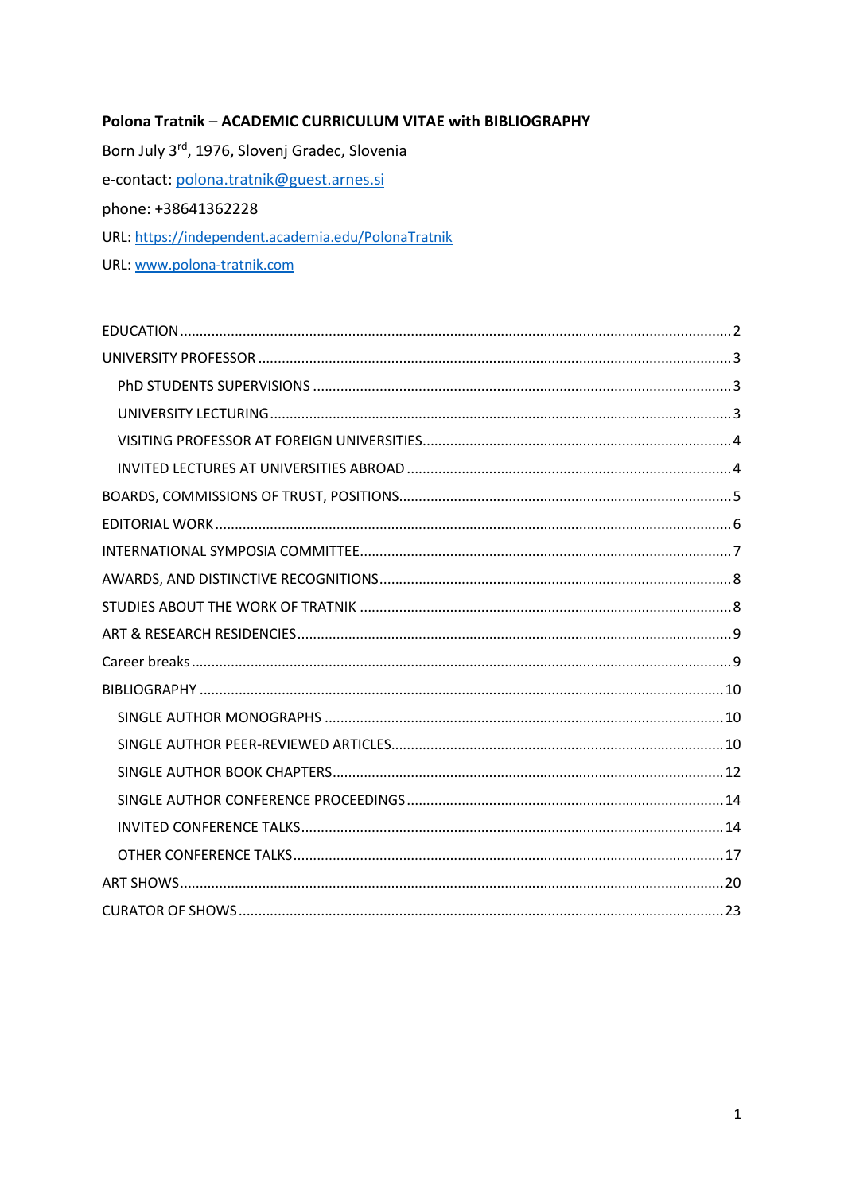**Polona Tratnik – ACADEMIC CURRICULUM VITAE with BIBLIOGRAPHY**

Born July 3rd, 1976, Slovenj Gradec, Slovenia

e-contact: polona.tratnik@guest.arnes.si

phone: +38641362228

URL: https://independent.academia.edu/PolonaTratnik

URL: www.polona-tratnik.com

EDUCATION ........................................................................................................................ 2

UNIVERSITY PROFESSOR ..................................................................................................... 3

- PhD STUDENTS SUPERVISIONS ........................................................................................ 3
- UNIVERSITY LECTURING .................................................................................................. 3
- VISITING PROFESSOR AT FOREIGN UNIVERSITIES ............................................................. 4
- INVITED LECTURES AT UNIVERSITIES ABROAD ................................................................. 4

BOARDS, COMMISSIONS OF TRUST, POSITIONS ................................................................... 5

EDITORIAL WORK ................................................................................................................ 6

INTERNATIONAL SYMPOSIA COMMITTEE .............................................................................. 7

AWARDS, AND DISTINCTIVE RECOGNITIONS ........................................................................ 8

STUDIES ABOUT THE WORK OF TRATNIK ............................................................................. 8

ART & RESEARCH RESIDENCIES ............................................................................................ 9

Career breaks ....................................................................................................................... 9

BIBLIOGRAPHY .................................................................................................................. 10

- SINGLE AUTHOR MONOGRAPHS ..................................................................................... 10
- SINGLE AUTHOR PEER-REVIEWED ARTICLES .................................................................... 10
- SINGLE AUTHOR BOOK CHAPTERS .................................................................................. 12
- SINGLE AUTHOR CONFERENCE PROCEEDINGS ................................................................ 14
- INVITED CONFERENCE TALKS .......................................................................................... 14
- OTHER CONFERENCE TALKS ............................................................................................ 17

ART SHOWS ........................................................................................................................ 20

CURATOR OF SHOWS .......................................................................................................... 23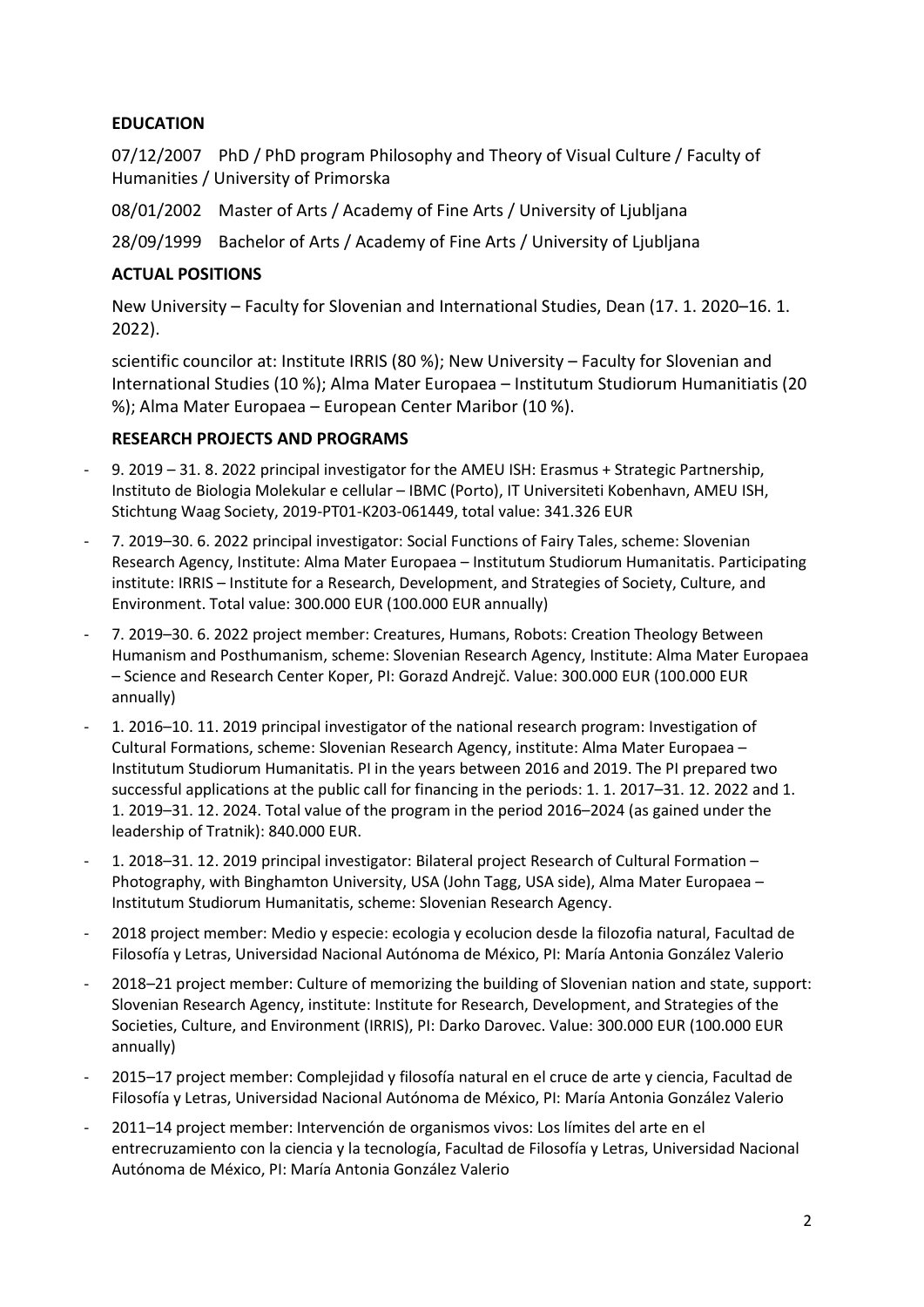## EDUCATION

07/12/2007 PhD / PhD program Philosophy and Theory of Visual Culture / Faculty of Humanities / University of Primorska

08/01/2002 Master of Arts / Academy of Fine Arts / University of Ljubljana

28/09/1999 Bachelor of Arts / Academy of Fine Arts / University of Ljubljana

## ACTUAL POSITIONS

New University – Faculty for Slovenian and International Studies, Dean (17. 1. 2020–16. 1. 2022).

scientific councilor at: Institute IRRIS (80 %); New University – Faculty for Slovenian and International Studies (10 %); Alma Mater Europaea – Institutum Studiorum Humanitiatis (20 %); Alma Mater Europaea – European Center Maribor (10 %).

## RESEARCH PROJECTS AND PROGRAMS

- 9. 2019 – 31. 8. 2022 principal investigator for the AMEU ISH: Erasmus + Strategic Partnership, Instituto de Biologia Molekular e cellular – IBMC (Porto), IT Universiteti Kobenhavn, AMEU ISH, Stichtung Waag Society, 2019-PT01-K203-061449, total value: 341.326 EUR
- 7. 2019–30. 6. 2022 principal investigator: Social Functions of Fairy Tales, scheme: Slovenian Research Agency, Institute: Alma Mater Europaea – Institutum Studiorum Humanitatis. Participating institute: IRRIS – Institute for a Research, Development, and Strategies of Society, Culture, and Environment. Total value: 300.000 EUR (100.000 EUR annually)
- 7. 2019–30. 6. 2022 project member: Creatures, Humans, Robots: Creation Theology Between Humanism and Posthumanism, scheme: Slovenian Research Agency, Institute: Alma Mater Europaea – Science and Research Center Koper, PI: Gorazd Andrejč. Value: 300.000 EUR (100.000 EUR annually)
- 1. 2016–10. 11. 2019 principal investigator of the national research program: Investigation of Cultural Formations, scheme: Slovenian Research Agency, institute: Alma Mater Europaea – Institutum Studiorum Humanitatis. PI in the years between 2016 and 2019. The PI prepared two successful applications at the public call for financing in the periods: 1. 1. 2017–31. 12. 2022 and 1. 1. 2019–31. 12. 2024. Total value of the program in the period 2016–2024 (as gained under the leadership of Tratnik): 840.000 EUR.
- 1. 2018–31. 12. 2019 principal investigator: Bilateral project Research of Cultural Formation – Photography, with Binghamton University, USA (John Tagg, USA side), Alma Mater Europaea – Institutum Studiorum Humanitatis, scheme: Slovenian Research Agency.
- 2018 project member: Medio y especie: ecologia y ecolucion desde la filozofia natural, Facultad de Filosofía y Letras, Universidad Nacional Autónoma de México, PI: María Antonia González Valerio
- 2018–21 project member: Culture of memorizing the building of Slovenian nation and state, support: Slovenian Research Agency, institute: Institute for Research, Development, and Strategies of the Societies, Culture, and Environment (IRRIS), PI: Darko Darovec. Value: 300.000 EUR (100.000 EUR annually)
- 2015–17 project member: Complejidad y filosofía natural en el cruce de arte y ciencia, Facultad de Filosofía y Letras, Universidad Nacional Autónoma de México, PI: María Antonia González Valerio
- 2011–14 project member: Intervención de organismos vivos: Los límites del arte en el entrecruzamiento con la ciencia y la tecnología, Facultad de Filosofía y Letras, Universidad Nacional Autónoma de México, PI: María Antonia González Valerio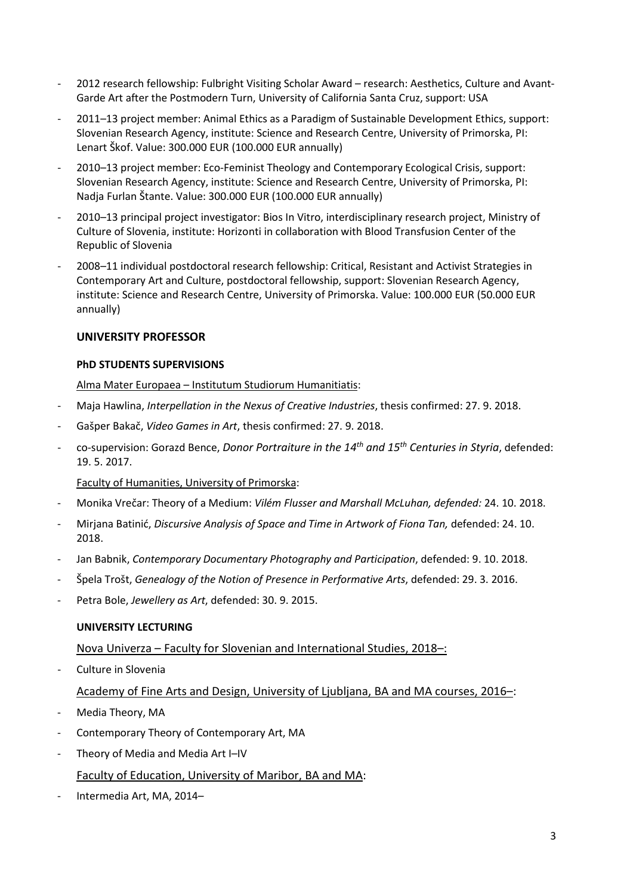- 2012 research fellowship: Fulbright Visiting Scholar Award – research: Aesthetics, Culture and Avant-Garde Art after the Postmodern Turn, University of California Santa Cruz, support: USA
- 2011–13 project member: Animal Ethics as a Paradigm of Sustainable Development Ethics, support: Slovenian Research Agency, institute: Science and Research Centre, University of Primorska, PI: Lenart Škof. Value: 300.000 EUR (100.000 EUR annually)
- 2010–13 project member: Eco-Feminist Theology and Contemporary Ecological Crisis, support: Slovenian Research Agency, institute: Science and Research Centre, University of Primorska, PI: Nadja Furlan Štante. Value: 300.000 EUR (100.000 EUR annually)
- 2010–13 principal project investigator: Bios In Vitro, interdisciplinary research project, Ministry of Culture of Slovenia, institute: Horizonti in collaboration with Blood Transfusion Center of the Republic of Slovenia
- 2008–11 individual postdoctoral research fellowship: Critical, Resistant and Activist Strategies in Contemporary Art and Culture, postdoctoral fellowship, support: Slovenian Research Agency, institute: Science and Research Centre, University of Primorska. Value: 100.000 EUR (50.000 EUR annually)

## UNIVERSITY PROFESSOR

### PhD STUDENTS SUPERVISIONS

Alma Mater Europaea – Institutum Studiorum Humanitiatis:

- Maja Hawlina, *Interpellation in the Nexus of Creative Industries*, thesis confirmed: 27. 9. 2018.
- Gašper Bakač, *Video Games in Art*, thesis confirmed: 27. 9. 2018.
- co-supervision: Gorazd Bence, *Donor Portraiture in the 14th and 15th Centuries in Styria*, defended: 19. 5. 2017.

Faculty of Humanities, University of Primorska:

- Monika Vrečar: Theory of a Medium: *Vilém Flusser and Marshall McLuhan, defended:* 24. 10. 2018.
- Mirjana Batinić, *Discursive Analysis of Space and Time in Artwork of Fiona Tan,* defended: 24. 10. 2018.
- Jan Babnik, *Contemporary Documentary Photography and Participation*, defended: 9. 10. 2018.
- Špela Trošt, *Genealogy of the Notion of Presence in Performative Arts*, defended: 29. 3. 2016.
- Petra Bole, *Jewellery as Art*, defended: 30. 9. 2015.

### UNIVERSITY LECTURING

Nova Univerza – Faculty for Slovenian and International Studies, 2018–:

- Culture in Slovenia

Academy of Fine Arts and Design, University of Ljubljana, BA and MA courses, 2016–:

- Media Theory, MA
- Contemporary Theory of Contemporary Art, MA
- Theory of Media and Media Art I–IV

Faculty of Education, University of Maribor, BA and MA:

- Intermedia Art, MA, 2014–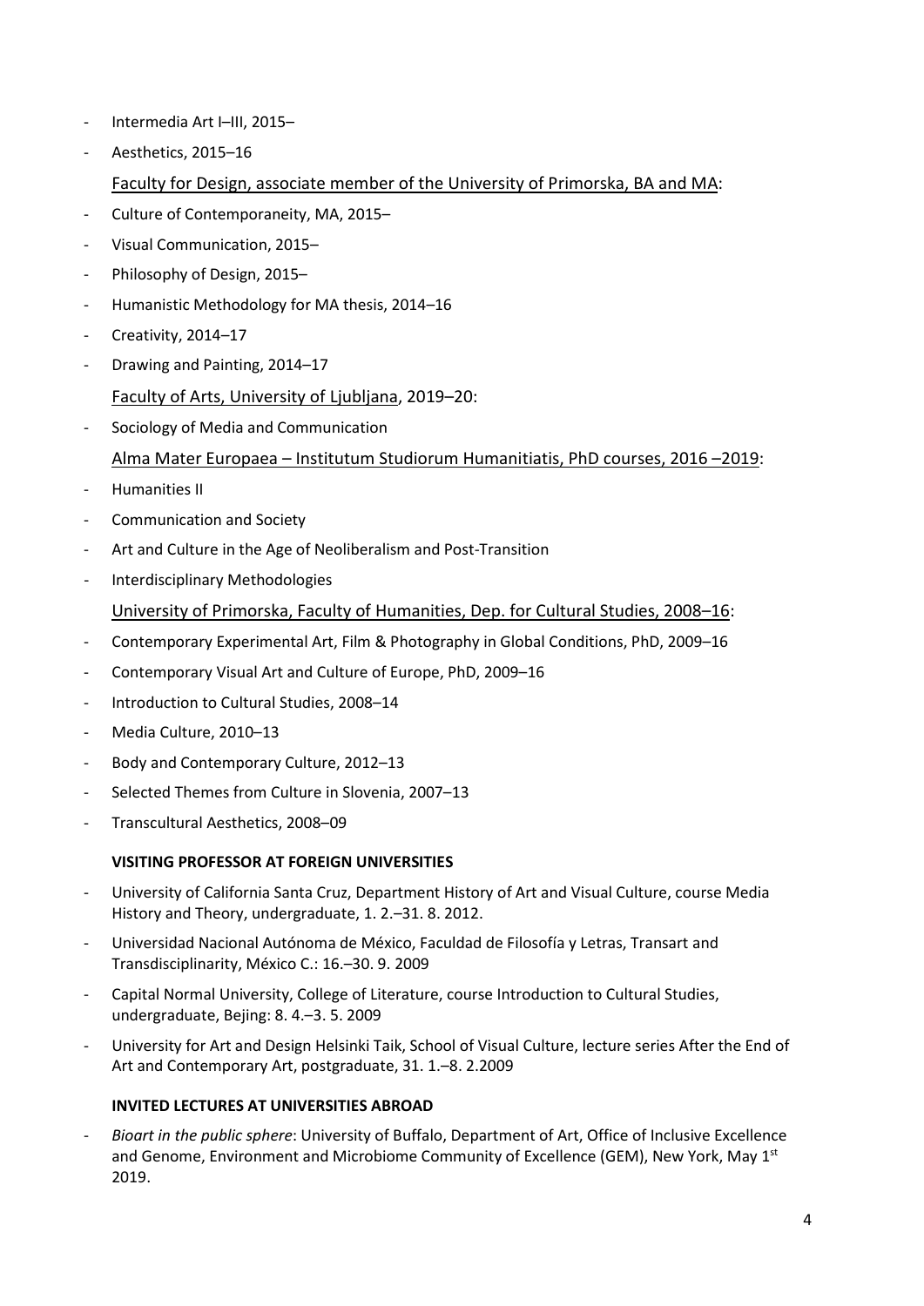- Intermedia Art I–III, 2015–
- Aesthetics, 2015–16

Faculty for Design, associate member of the University of Primorska, BA and MA:

- Culture of Contemporaneity, MA, 2015–
- Visual Communication, 2015–
- Philosophy of Design, 2015–
- Humanistic Methodology for MA thesis, 2014–16
- Creativity, 2014–17
- Drawing and Painting, 2014–17

Faculty of Arts, University of Ljubljana, 2019–20:

- Sociology of Media and Communication

Alma Mater Europaea – Institutum Studiorum Humanitiatis, PhD courses, 2016 –2019:

- Humanities II
- Communication and Society
- Art and Culture in the Age of Neoliberalism and Post-Transition
- Interdisciplinary Methodologies

University of Primorska, Faculty of Humanities, Dep. for Cultural Studies, 2008–16:

- Contemporary Experimental Art, Film & Photography in Global Conditions, PhD, 2009–16
- Contemporary Visual Art and Culture of Europe, PhD, 2009–16
- Introduction to Cultural Studies, 2008–14
- Media Culture, 2010–13
- Body and Contemporary Culture, 2012–13
- Selected Themes from Culture in Slovenia, 2007–13
- Transcultural Aesthetics, 2008–09

**VISITING PROFESSOR AT FOREIGN UNIVERSITIES**

- University of California Santa Cruz, Department History of Art and Visual Culture, course Media History and Theory, undergraduate, 1. 2.–31. 8. 2012.
- Universidad Nacional Autónoma de México, Faculdad de Filosofía y Letras, Transart and Transdisciplinarity, México C.: 16.–30. 9. 2009
- Capital Normal University, College of Literature, course Introduction to Cultural Studies, undergraduate, Bejing: 8. 4.–3. 5. 2009
- University for Art and Design Helsinki Taik, School of Visual Culture, lecture series After the End of Art and Contemporary Art, postgraduate, 31. 1.–8. 2.2009

**INVITED LECTURES AT UNIVERSITIES ABROAD**

- *Bioart in the public sphere*: University of Buffalo, Department of Art, Office of Inclusive Excellence and Genome, Environment and Microbiome Community of Excellence (GEM), New York, May 1st 2019.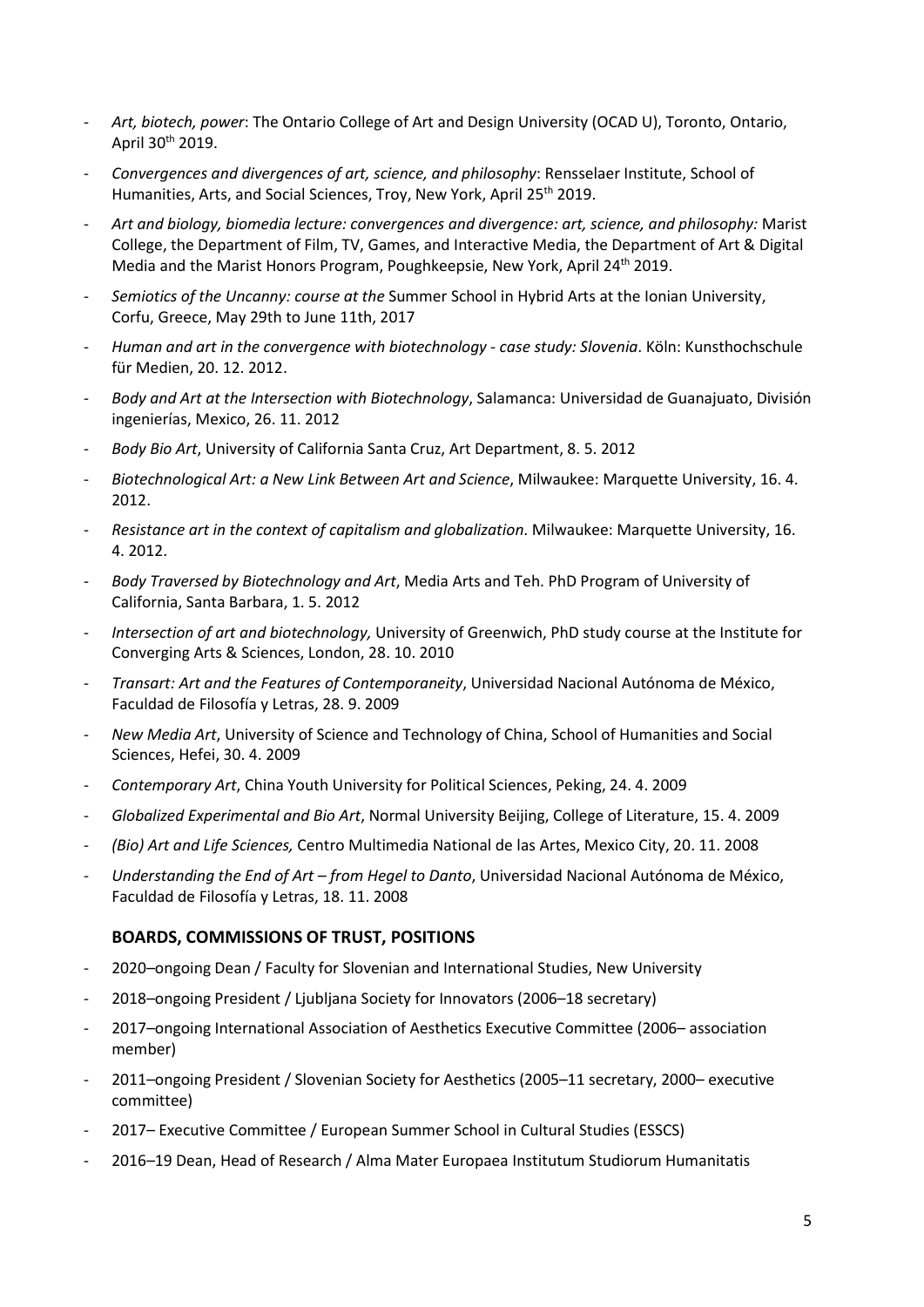- *Art, biotech, power*: The Ontario College of Art and Design University (OCAD U), Toronto, Ontario, April 30th 2019.
- *Convergences and divergences of art, science, and philosophy*: Rensselaer Institute, School of Humanities, Arts, and Social Sciences, Troy, New York, April 25th 2019.
- *Art and biology, biomedia lecture: convergences and divergence: art, science, and philosophy:* Marist College, the Department of Film, TV, Games, and Interactive Media, the Department of Art & Digital Media and the Marist Honors Program, Poughkeepsie, New York, April 24th 2019.
- *Semiotics of the Uncanny: course at the* Summer School in Hybrid Arts at the Ionian University, Corfu, Greece, May 29th to June 11th, 2017
- *Human and art in the convergence with biotechnology - case study: Slovenia*. Köln: Kunsthochschule für Medien, 20. 12. 2012.
- *Body and Art at the Intersection with Biotechnology*, Salamanca: Universidad de Guanajuato, División ingenierías, Mexico, 26. 11. 2012
- *Body Bio Art*, University of California Santa Cruz, Art Department, 8. 5. 2012
- *Biotechnological Art: a New Link Between Art and Science*, Milwaukee: Marquette University, 16. 4. 2012.
- *Resistance art in the context of capitalism and globalization*. Milwaukee: Marquette University, 16. 4. 2012.
- *Body Traversed by Biotechnology and Art*, Media Arts and Teh. PhD Program of University of California, Santa Barbara, 1. 5. 2012
- *Intersection of art and biotechnology,* University of Greenwich, PhD study course at the Institute for Converging Arts & Sciences, London, 28. 10. 2010
- *Transart: Art and the Features of Contemporaneity*, Universidad Nacional Autónoma de México, Faculdad de Filosofía y Letras, 28. 9. 2009
- *New Media Art*, University of Science and Technology of China, School of Humanities and Social Sciences, Hefei, 30. 4. 2009
- *Contemporary Art*, China Youth University for Political Sciences, Peking, 24. 4. 2009
- *Globalized Experimental and Bio Art*, Normal University Beijing, College of Literature, 15. 4. 2009
- *(Bio) Art and Life Sciences,* Centro Multimedia National de las Artes, Mexico City, 20. 11. 2008
- *Understanding the End of Art – from Hegel to Danto*, Universidad Nacional Autónoma de México, Faculdad de Filosofía y Letras, 18. 11. 2008

## BOARDS, COMMISSIONS OF TRUST, POSITIONS

- 2020–ongoing Dean / Faculty for Slovenian and International Studies, New University
- 2018–ongoing President / Ljubljana Society for Innovators (2006–18 secretary)
- 2017–ongoing International Association of Aesthetics Executive Committee (2006– association member)
- 2011–ongoing President / Slovenian Society for Aesthetics (2005–11 secretary, 2000– executive committee)
- 2017– Executive Committee / European Summer School in Cultural Studies (ESSCS)
- 2016–19 Dean, Head of Research / Alma Mater Europaea Institutum Studiorum Humanitatis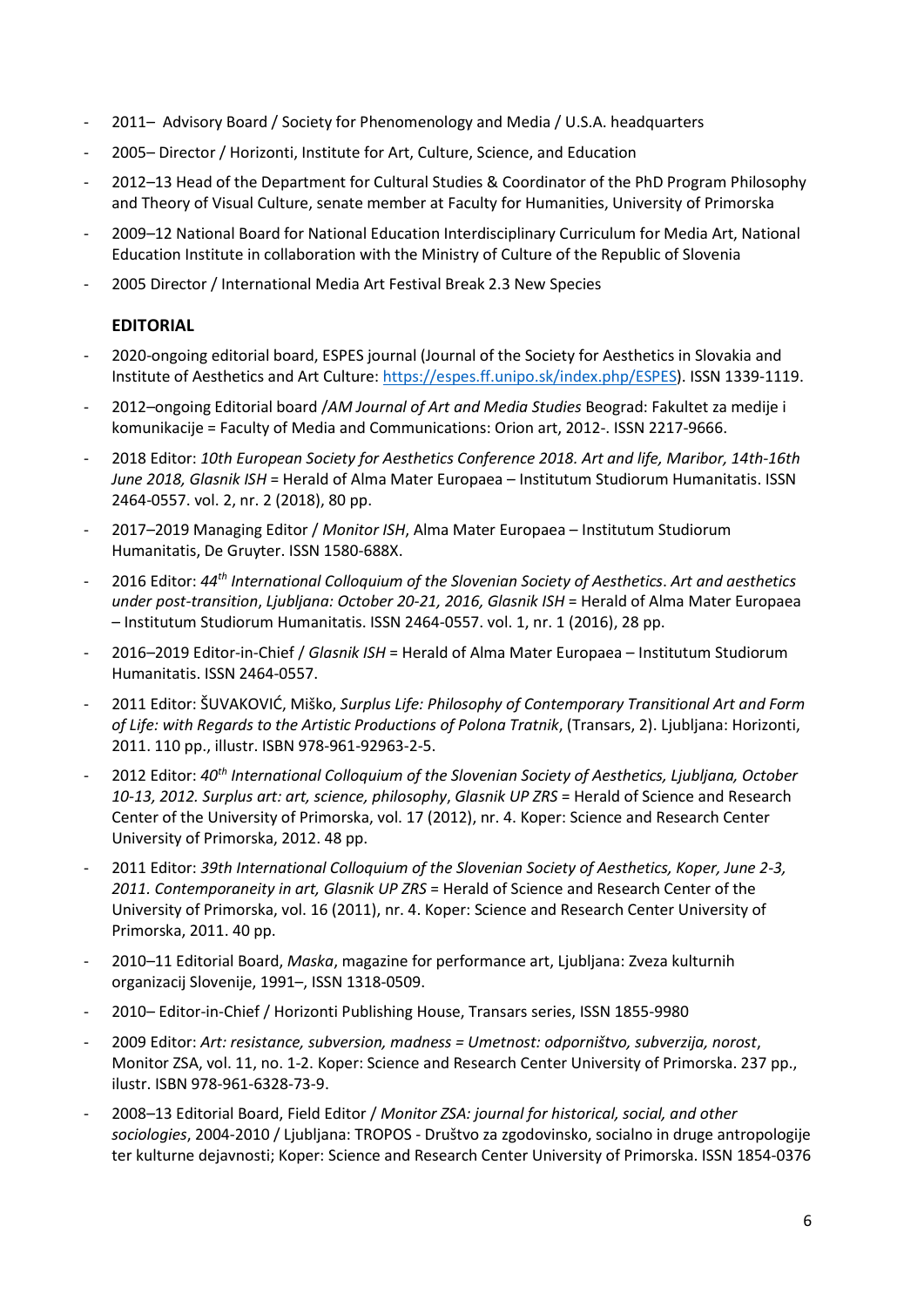- 2011– Advisory Board / Society for Phenomenology and Media / U.S.A. headquarters
- 2005– Director / Horizonti, Institute for Art, Culture, Science, and Education
- 2012–13 Head of the Department for Cultural Studies & Coordinator of the PhD Program Philosophy and Theory of Visual Culture, senate member at Faculty for Humanities, University of Primorska
- 2009–12 National Board for National Education Interdisciplinary Curriculum for Media Art, National Education Institute in collaboration with the Ministry of Culture of the Republic of Slovenia
- 2005 Director / International Media Art Festival Break 2.3 New Species

## EDITORIAL

- 2020-ongoing editorial board, ESPES journal (Journal of the Society for Aesthetics in Slovakia and Institute of Aesthetics and Art Culture: [https://espes.ff.unipo.sk/index.php/ESPES](https://espes.ff.unipo.sk/index.php/ESPES)). ISSN 1339-1119.
- 2012–ongoing Editorial board /*AM Journal of Art and Media Studies* Beograd: Fakultet za medije i komunikacije = Faculty of Media and Communications: Orion art, 2012-. ISSN 2217-9666.
- 2018 Editor: *10th European Society for Aesthetics Conference 2018. Art and life, Maribor, 14th-16th June 2018, Glasnik ISH* = Herald of Alma Mater Europaea – Institutum Studiorum Humanitatis. ISSN 2464-0557. vol. 2, nr. 2 (2018), 80 pp.
- 2017–2019 Managing Editor / *Monitor ISH*, Alma Mater Europaea – Institutum Studiorum Humanitatis, De Gruyter. ISSN 1580-688X.
- 2016 Editor: *44th International Colloquium of the Slovenian Society of Aesthetics*. *Art and aesthetics under post-transition*, *Ljubljana: October 20-21, 2016, Glasnik ISH* = Herald of Alma Mater Europaea – Institutum Studiorum Humanitatis. ISSN 2464-0557. vol. 1, nr. 1 (2016), 28 pp.
- 2016–2019 Editor-in-Chief / *Glasnik ISH* = Herald of Alma Mater Europaea – Institutum Studiorum Humanitatis. ISSN 2464-0557.
- 2011 Editor: ŠUVAKOVIĆ, Miško, *Surplus Life: Philosophy of Contemporary Transitional Art and Form of Life: with Regards to the Artistic Productions of Polona Tratnik*, (Transars, 2). Ljubljana: Horizonti, 2011. 110 pp., illustr. ISBN 978-961-92963-2-5.
- 2012 Editor: *40th International Colloquium of the Slovenian Society of Aesthetics, Ljubljana, October 10-13, 2012. Surplus art: art, science, philosophy*, *Glasnik UP ZRS* = Herald of Science and Research Center of the University of Primorska, vol. 17 (2012), nr. 4. Koper: Science and Research Center University of Primorska, 2012. 48 pp.
- 2011 Editor: *39th International Colloquium of the Slovenian Society of Aesthetics, Koper, June 2-3, 2011. Contemporaneity in art, Glasnik UP ZRS* = Herald of Science and Research Center of the University of Primorska, vol. 16 (2011), nr. 4. Koper: Science and Research Center University of Primorska, 2011. 40 pp.
- 2010–11 Editorial Board, *Maska*, magazine for performance art, Ljubljana: Zveza kulturnih organizacij Slovenije, 1991–, ISSN 1318-0509.
- 2010– Editor-in-Chief / Horizonti Publishing House, Transars series, ISSN 1855-9980
- 2009 Editor: *Art: resistance, subversion, madness = Umetnost: odporništvo, subverzija, norost*, Monitor ZSA, vol. 11, no. 1-2. Koper: Science and Research Center University of Primorska. 237 pp., ilustr. ISBN 978-961-6328-73-9.
- 2008–13 Editorial Board, Field Editor / *Monitor ZSA: journal for historical, social, and other sociologies*, 2004-2010 / Ljubljana: TROPOS - Društvo za zgodovinsko, socialno in druge antropologije ter kulturne dejavnosti; Koper: Science and Research Center University of Primorska. ISSN 1854-0376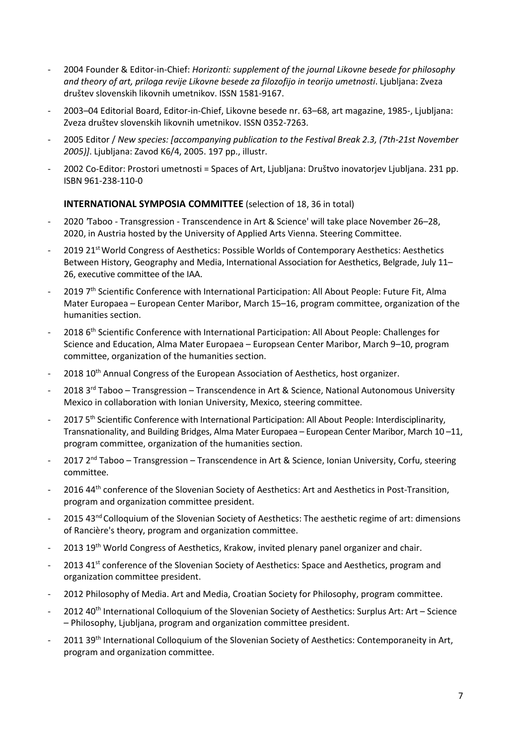- 2004 Founder & Editor-in-Chief: *Horizonti: supplement of the journal Likovne besede for philosophy and theory of art, priloga revije Likovne besede za filozofijo in teorijo umetnosti*. Ljubljana: Zveza društev slovenskih likovnih umetnikov. ISSN 1581-9167.
- 2003–04 Editorial Board, Editor-in-Chief, Likovne besede nr. 63–68, art magazine, 1985-, Ljubljana: Zveza društev slovenskih likovnih umetnikov. ISSN 0352-7263.
- 2005 Editor / *New species: [accompanying publication to the Festival Break 2.3, (7th-21st November 2005)]*. Ljubljana: Zavod K6/4, 2005. 197 pp., illustr.
- 2002 Co-Editor: Prostori umetnosti = Spaces of Art, Ljubljana: Društvo inovatorjev Ljubljana. 231 pp. ISBN 961-238-110-0

**INTERNATIONAL SYMPOSIA COMMITTEE** (selection of 18, 36 in total)

- 2020 'Taboo - Transgression - Transcendence in Art & Science' will take place November 26–28, 2020, in Austria hosted by the University of Applied Arts Vienna. Steering Committee.
- 2019 21st World Congress of Aesthetics: Possible Worlds of Contemporary Aesthetics: Aesthetics Between History, Geography and Media, International Association for Aesthetics, Belgrade, July 11–26, executive committee of the IAA.
- 2019 7th Scientific Conference with International Participation: All About People: Future Fit, Alma Mater Europaea – European Center Maribor, March 15–16, program committee, organization of the humanities section.
- 2018 6th Scientific Conference with International Participation: All About People: Challenges for Science and Education, Alma Mater Europaea – Europsean Center Maribor, March 9–10, program committee, organization of the humanities section.
- 2018 10th Annual Congress of the European Association of Aesthetics, host organizer.
- 2018 3rd Taboo – Transgression – Transcendence in Art & Science, National Autonomous University Mexico in collaboration with Ionian University, Mexico, steering committee.
- 2017 5th Scientific Conference with International Participation: All About People: Interdisciplinarity, Transnationality, and Building Bridges, Alma Mater Europaea – European Center Maribor, March 10 –11, program committee, organization of the humanities section.
- 2017 2nd Taboo – Transgression – Transcendence in Art & Science, Ionian University, Corfu, steering committee.
- 2016 44th conference of the Slovenian Society of Aesthetics: Art and Aesthetics in Post-Transition, program and organization committee president.
- 2015 43nd Colloquium of the Slovenian Society of Aesthetics: The aesthetic regime of art: dimensions of Rancière's theory, program and organization committee.
- 2013 19th World Congress of Aesthetics, Krakow, invited plenary panel organizer and chair.
- 2013 41st conference of the Slovenian Society of Aesthetics: Space and Aesthetics, program and organization committee president.
- 2012 Philosophy of Media. Art and Media, Croatian Society for Philosophy, program committee.
- 2012 40th International Colloquium of the Slovenian Society of Aesthetics: Surplus Art: Art – Science – Philosophy, Ljubljana, program and organization committee president.
- 2011 39th International Colloquium of the Slovenian Society of Aesthetics: Contemporaneity in Art, program and organization committee.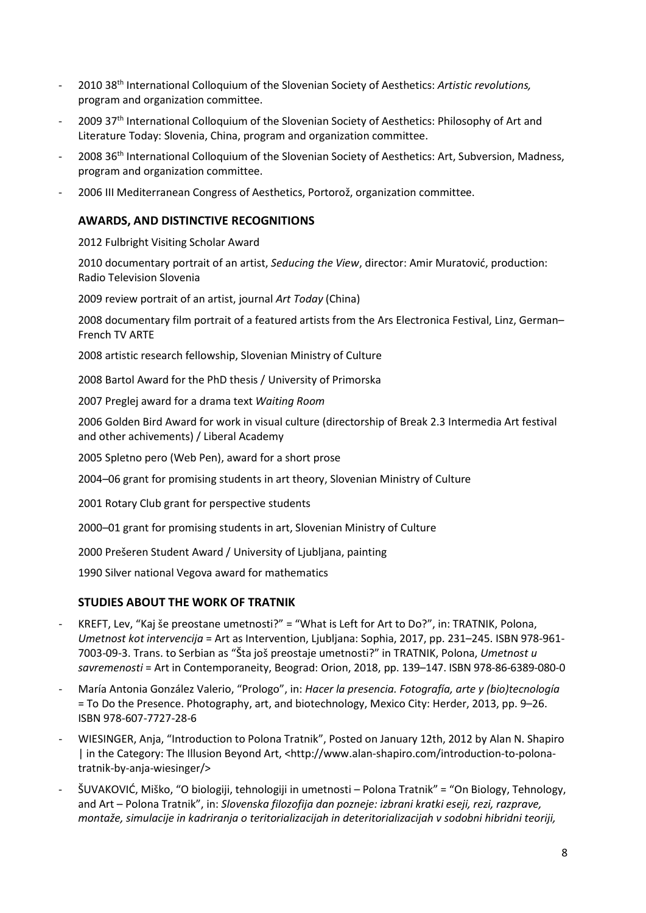- 2010 38th International Colloquium of the Slovenian Society of Aesthetics: *Artistic revolutions,* program and organization committee.
- 2009 37th International Colloquium of the Slovenian Society of Aesthetics: Philosophy of Art and Literature Today: Slovenia, China, program and organization committee.
- 2008 36th International Colloquium of the Slovenian Society of Aesthetics: Art, Subversion, Madness, program and organization committee.
- 2006 III Mediterranean Congress of Aesthetics, Portorož, organization committee.

## AWARDS, AND DISTINCTIVE RECOGNITIONS

2012 Fulbright Visiting Scholar Award

2010 documentary portrait of an artist, *Seducing the View*, director: Amir Muratović, production: Radio Television Slovenia

2009 review portrait of an artist, journal *Art Today* (China)

2008 documentary film portrait of a featured artists from the Ars Electronica Festival, Linz, German–French TV ARTE

2008 artistic research fellowship, Slovenian Ministry of Culture

2008 Bartol Award for the PhD thesis / University of Primorska

2007 Preglej award for a drama text *Waiting Room*

2006 Golden Bird Award for work in visual culture (directorship of Break 2.3 Intermedia Art festival and other achivements) / Liberal Academy

2005 Spletno pero (Web Pen), award for a short prose

2004–06 grant for promising students in art theory, Slovenian Ministry of Culture

2001 Rotary Club grant for perspective students

2000–01 grant for promising students in art, Slovenian Ministry of Culture

2000 Prešeren Student Award / University of Ljubljana, painting

1990 Silver national Vegova award for mathematics

## STUDIES ABOUT THE WORK OF TRATNIK

- KREFT, Lev, "Kaj še preostane umetnosti?" = "What is Left for Art to Do?", in: TRATNIK, Polona, *Umetnost kot intervencija* = Art as Intervention, Ljubljana: Sophia, 2017, pp. 231–245. ISBN 978-961-7003-09-3. Trans. to Serbian as "Šta još preostaje umetnosti?" in TRATNIK, Polona, *Umetnost u savremenosti* = Art in Contemporaneity, Beograd: Orion, 2018, pp. 139–147. ISBN 978-86-6389-080-0
- María Antonia González Valerio, "Prologo", in: *Hacer la presencia. Fotografía, arte y (bio)tecnología* = To Do the Presence. Photography, art, and biotechnology, Mexico City: Herder, 2013, pp. 9–26. ISBN 978-607-7727-28-6
- WIESINGER, Anja, "Introduction to Polona Tratnik", Posted on January 12th, 2012 by Alan N. Shapiro | in the Category: The Illusion Beyond Art, <http://www.alan-shapiro.com/introduction-to-polona-tratnik-by-anja-wiesinger/>
- ŠUVAKOVIĆ, Miško, "O biologiji, tehnologiji in umetnosti – Polona Tratnik" = "On Biology, Tehnology, and Art – Polona Tratnik", in: *Slovenska filozofija dan pozneje: izbrani kratki eseji, rezi, razprave, montaže, simulacije in kadriranja o teritorializacijah in deteritorializacijah v sodobni hibridni teoriji,*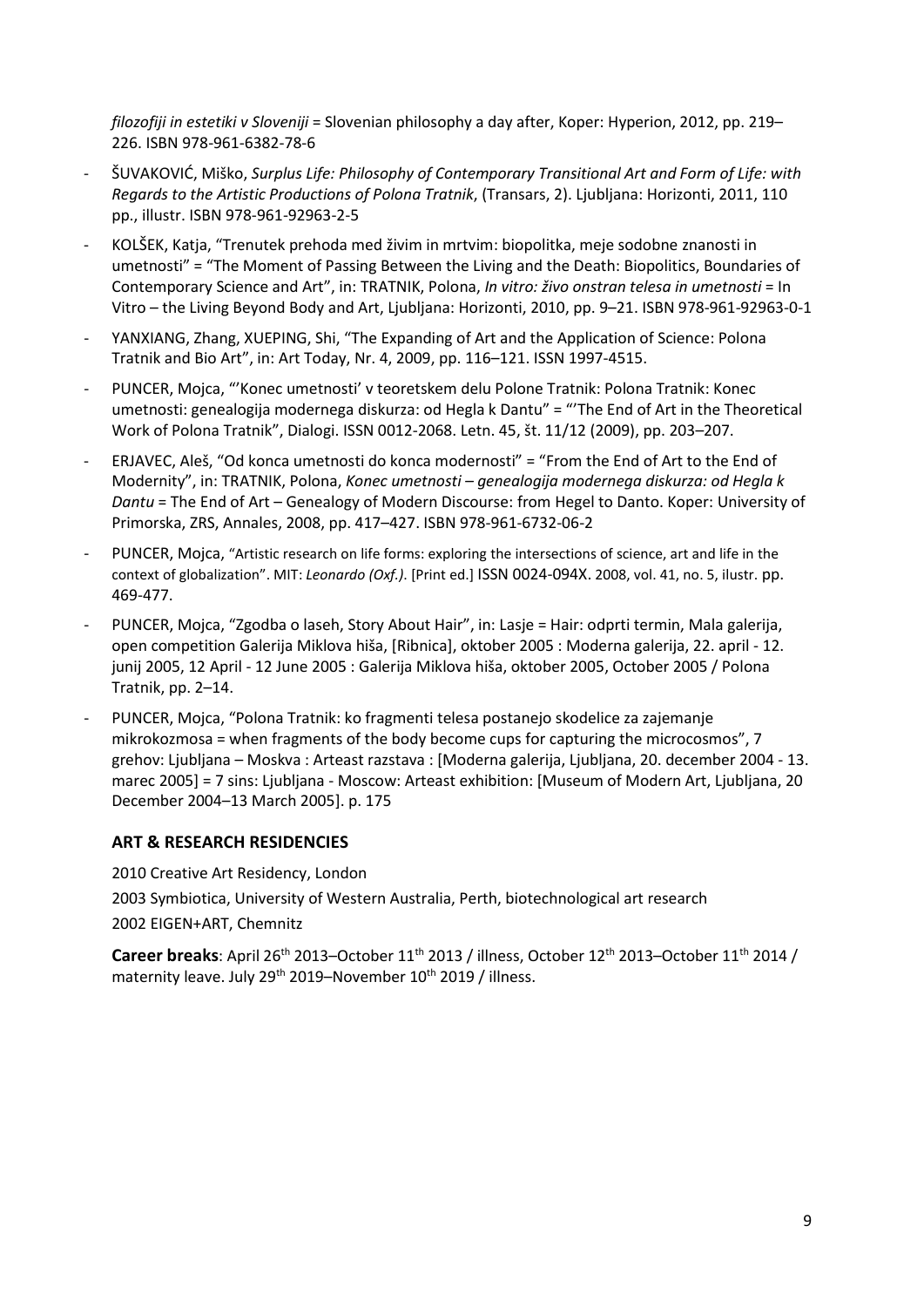*filozofiji in estetiki v Sloveniji* = Slovenian philosophy a day after, Koper: Hyperion, 2012, pp. 219–226. ISBN 978-961-6382-78-6

- ŠUVAKOVIĆ, Miško, *Surplus Life: Philosophy of Contemporary Transitional Art and Form of Life: with Regards to the Artistic Productions of Polona Tratnik*, (Transars, 2). Ljubljana: Horizonti, 2011, 110 pp., illustr. ISBN 978-961-92963-2-5
- KOLŠEK, Katja, "Trenutek prehoda med živim in mrtvim: biopolitka, meje sodobne znanosti in umetnosti" = "The Moment of Passing Between the Living and the Death: Biopolitics, Boundaries of Contemporary Science and Art", in: TRATNIK, Polona, *In vitro: živo onstran telesa in umetnosti* = In Vitro – the Living Beyond Body and Art, Ljubljana: Horizonti, 2010, pp. 9–21. ISBN 978-961-92963-0-1
- YANXIANG, Zhang, XUEPING, Shi, "The Expanding of Art and the Application of Science: Polona Tratnik and Bio Art", in: Art Today, Nr. 4, 2009, pp. 116–121. ISSN 1997-4515.
- PUNCER, Mojca, "'Konec umetnosti' v teoretskem delu Polone Tratnik: Polona Tratnik: Konec umetnosti: genealogija modernega diskurza: od Hegla k Dantu" = "'The End of Art in the Theoretical Work of Polona Tratnik", Dialogi. ISSN 0012-2068. Letn. 45, št. 11/12 (2009), pp. 203–207.
- ERJAVEC, Aleš, "Od konca umetnosti do konca modernosti" = "From the End of Art to the End of Modernity", in: TRATNIK, Polona, *Konec umetnosti – genealogija modernega diskurza: od Hegla k Dantu* = The End of Art – Genealogy of Modern Discourse: from Hegel to Danto. Koper: University of Primorska, ZRS, Annales, 2008, pp. 417–427. ISBN 978-961-6732-06-2
- PUNCER, Mojca, "Artistic research on life forms: exploring the intersections of science, art and life in the context of globalization". MIT: *Leonardo (Oxf.)*. [Print ed.] ISSN 0024-094X. 2008, vol. 41, no. 5, ilustr. pp. 469-477.
- PUNCER, Mojca, "Zgodba o laseh, Story About Hair", in: Lasje = Hair: odprti termin, Mala galerija, open competition Galerija Miklova hiša, [Ribnica], oktober 2005 : Moderna galerija, 22. april - 12. junij 2005, 12 April - 12 June 2005 : Galerija Miklova hiša, oktober 2005, October 2005 / Polona Tratnik, pp. 2–14.
- PUNCER, Mojca, "Polona Tratnik: ko fragmenti telesa postanejo skodelice za zajemanje mikrokozmosa = when fragments of the body become cups for capturing the microcosmos", 7 grehov: Ljubljana – Moskva : Arteast razstava : [Moderna galerija, Ljubljana, 20. december 2004 - 13. marec 2005] = 7 sins: Ljubljana - Moscow: Arteast exhibition: [Museum of Modern Art, Ljubljana, 20 December 2004–13 March 2005]. p. 175

## ART & RESEARCH RESIDENCIES

2010 Creative Art Residency, London

2003 Symbiotica, University of Western Australia, Perth, biotechnological art research

2002 EIGEN+ART, Chemnitz

**Career breaks**: April 26th 2013–October 11th 2013 / illness, October 12th 2013–October 11th 2014 / maternity leave. July 29th 2019–November 10th 2019 / illness.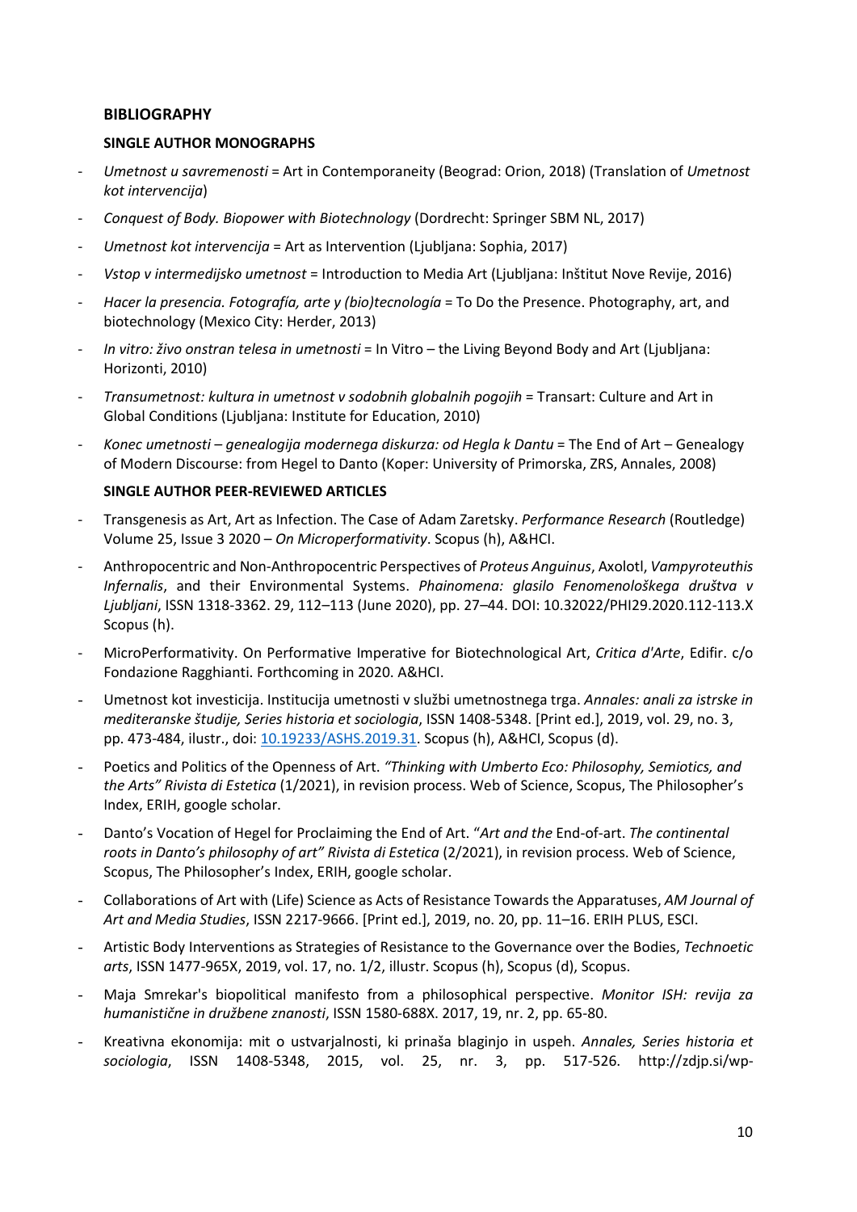## BIBLIOGRAPHY

### SINGLE AUTHOR MONOGRAPHS

- *Umetnost u savremenosti* = Art in Contemporaneity (Beograd: Orion, 2018) (Translation of *Umetnost kot intervencija*)
- *Conquest of Body. Biopower with Biotechnology* (Dordrecht: Springer SBM NL, 2017)
- *Umetnost kot intervencija* = Art as Intervention (Ljubljana: Sophia, 2017)
- *Vstop v intermedijsko umetnost* = Introduction to Media Art (Ljubljana: Inštitut Nove Revije, 2016)
- *Hacer la presencia. Fotografía, arte y (bio)tecnología* = To Do the Presence. Photography, art, and biotechnology (Mexico City: Herder, 2013)
- *In vitro: živo onstran telesa in umetnosti* = In Vitro – the Living Beyond Body and Art (Ljubljana: Horizonti, 2010)
- *Transumetnost: kultura in umetnost v sodobnih globalnih pogojih* = Transart: Culture and Art in Global Conditions (Ljubljana: Institute for Education, 2010)
- *Konec umetnosti – genealogija modernega diskurza: od Hegla k Dantu* = The End of Art – Genealogy of Modern Discourse: from Hegel to Danto (Koper: University of Primorska, ZRS, Annales, 2008)

### SINGLE AUTHOR PEER-REVIEWED ARTICLES

- Transgenesis as Art, Art as Infection. The Case of Adam Zaretsky. *Performance Research* (Routledge) Volume 25, Issue 3 2020 – *On Microperformativity*. Scopus (h), A&HCI.
- Anthropocentric and Non-Anthropocentric Perspectives of *Proteus Anguinus*, Axolotl, *Vampyroteuthis Infernalis*, and their Environmental Systems. *Phainomena: glasilo Fenomenološkega društva v Ljubljani*, ISSN 1318-3362. 29, 112–113 (June 2020), pp. 27–44. DOI: 10.32022/PHI29.2020.112-113.X Scopus (h).
- MicroPerformativity. On Performative Imperative for Biotechnological Art, *Critica d'Arte*, Edifir. c/o Fondazione Ragghianti. Forthcoming in 2020. A&HCI.
- Umetnost kot investicija. Institucija umetnosti v službi umetnostnega trga. *Annales: anali za istrske in mediteranske študije, Series historia et sociologia*, ISSN 1408-5348. [Print ed.], 2019, vol. 29, no. 3, pp. 473-484, ilustr., doi: 10.19233/ASHS.2019.31. Scopus (h), A&HCI, Scopus (d).
- Poetics and Politics of the Openness of Art. *"Thinking with Umberto Eco: Philosophy, Semiotics, and the Arts" Rivista di Estetica* (1/2021), in revision process. Web of Science, Scopus, The Philosopher's Index, ERIH, google scholar.
- Danto's Vocation of Hegel for Proclaiming the End of Art. "*Art and the* End-of-art. *The continental roots in Danto's philosophy of art" Rivista di Estetica* (2/2021), in revision process. Web of Science, Scopus, The Philosopher's Index, ERIH, google scholar.
- Collaborations of Art with (Life) Science as Acts of Resistance Towards the Apparatuses, *AM Journal of Art and Media Studies*, ISSN 2217-9666. [Print ed.], 2019, no. 20, pp. 11–16. ERIH PLUS, ESCI.
- Artistic Body Interventions as Strategies of Resistance to the Governance over the Bodies, *Technoetic arts*, ISSN 1477-965X, 2019, vol. 17, no. 1/2, illustr. Scopus (h), Scopus (d), Scopus.
- Maja Smrekar's biopolitical manifesto from a philosophical perspective. *Monitor ISH: revija za humanistične in družbene znanosti*, ISSN 1580-688X. 2017, 19, nr. 2, pp. 65-80.
- Kreativna ekonomija: mit o ustvarjalnosti, ki prinaša blaginjo in uspeh. *Annales, Series historia et sociologia*, ISSN 1408-5348, 2015, vol. 25, nr. 3, pp. 517-526. http://zdjp.si/wp-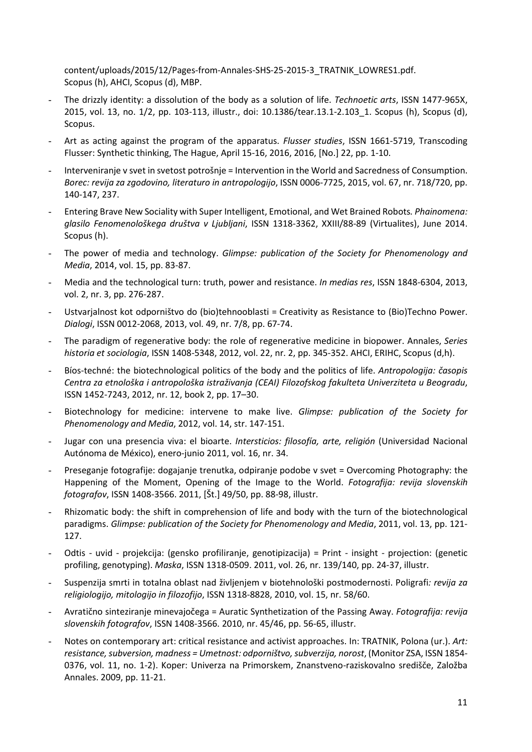content/uploads/2015/12/Pages-from-Annales-SHS-25-2015-3_TRATNIK_LOWRES1.pdf. Scopus (h), AHCI, Scopus (d), MBP.

- The drizzly identity: a dissolution of the body as a solution of life. *Technoetic arts*, ISSN 1477-965X, 2015, vol. 13, no. 1/2, pp. 103-113, illustr., doi: 10.1386/tear.13.1-2.103_1. Scopus (h), Scopus (d), Scopus.
- Art as acting against the program of the apparatus. *Flusser studies*, ISSN 1661-5719, Transcoding Flusser: Synthetic thinking, The Hague, April 15-16, 2016, 2016, [No.] 22, pp. 1-10.
- Interveniranje v svet in svetost potrošnje = Intervention in the World and Sacredness of Consumption. *Borec: revija za zgodovino, literaturo in antropologijo*, ISSN 0006-7725, 2015, vol. 67, nr. 718/720, pp. 140-147, 237.
- Entering Brave New Sociality with Super Intelligent, Emotional, and Wet Brained Robots*. Phainomena: glasilo Fenomenološkega društva v Ljubljani*, ISSN 1318-3362, XXIII/88-89 (Virtualites), June 2014. Scopus (h).
- The power of media and technology. *Glimpse: publication of the Society for Phenomenology and Media*, 2014, vol. 15, pp. 83-87.
- Media and the technological turn: truth, power and resistance. *In medias res*, ISSN 1848-6304, 2013, vol. 2, nr. 3, pp. 276-287.
- Ustvarjalnost kot odporništvo do (bio)tehnooblasti = Creativity as Resistance to (Bio)Techno Power. *Dialogi*, ISSN 0012-2068, 2013, vol. 49, nr. 7/8, pp. 67-74.
- The paradigm of regenerative body: the role of regenerative medicine in biopower. Annales, *Series historia et sociologia*, ISSN 1408-5348, 2012, vol. 22, nr. 2, pp. 345-352. AHCI, ERIHC, Scopus (d,h).
- Bíos-techné: the biotechnological politics of the body and the politics of life. *Antropologija: časopis Centra za etnološka i antropološka istraživanja (CEAI) Filozofskog fakulteta Univerziteta u Beogradu*, ISSN 1452-7243, 2012, nr. 12, book 2, pp. 17–30.
- Biotechnology for medicine: intervene to make live. *Glimpse: publication of the Society for Phenomenology and Media*, 2012, vol. 14, str. 147-151.
- Jugar con una presencia viva: el bioarte. *Intersticios: filosofía, arte, religión* (Universidad Nacional Autónoma de México), enero-junio 2011, vol. 16, nr. 34.
- Preseganje fotografije: dogajanje trenutka, odpiranje podobe v svet = Overcoming Photography: the Happening of the Moment, Opening of the Image to the World. *Fotografija: revija slovenskih fotografov*, ISSN 1408-3566. 2011, [Št.] 49/50, pp. 88-98, illustr.
- Rhizomatic body: the shift in comprehension of life and body with the turn of the biotechnological paradigms. *Glimpse: publication of the Society for Phenomenology and Media*, 2011, vol. 13, pp. 121-127.
- Odtis - uvid - projekcija: (gensko profiliranje, genotipizacija) = Print - insight - projection: (genetic profiling, genotyping). *Maska*, ISSN 1318-0509. 2011, vol. 26, nr. 139/140, pp. 24-37, illustr.
- Suspenzija smrti in totalna oblast nad življenjem v biotehnološki postmodernosti. Poligrafi*: revija za religiologijo, mitologijo in filozofijo*, ISSN 1318-8828, 2010, vol. 15, nr. 58/60.
- Avratično sinteziranje minevajočega = Auratic Synthetization of the Passing Away. *Fotografija: revija slovenskih fotografov*, ISSN 1408-3566. 2010, nr. 45/46, pp. 56-65, illustr.
- Notes on contemporary art: critical resistance and activist approaches. In: TRATNIK, Polona (ur.). *Art: resistance, subversion, madness = Umetnost: odporništvo, subverzija, norost*, (Monitor ZSA, ISSN 1854-0376, vol. 11, no. 1-2). Koper: Univerza na Primorskem, Znanstveno-raziskovalno središče, Založba Annales. 2009, pp. 11-21.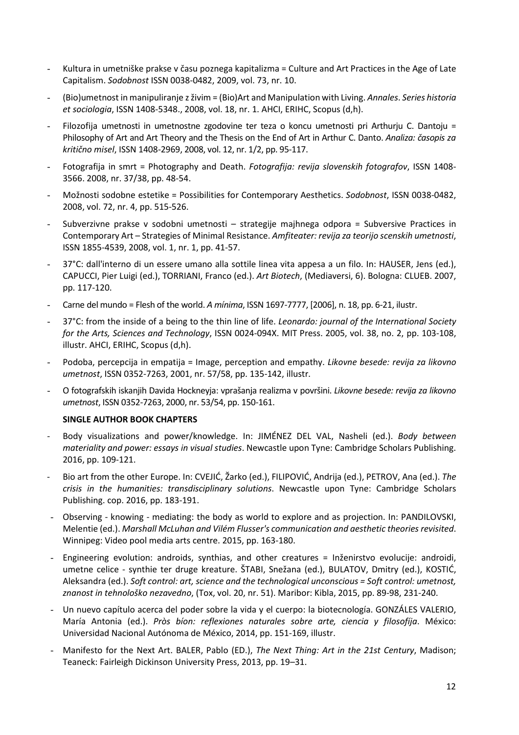- Kultura in umetniške prakse v času poznega kapitalizma = Culture and Art Practices in the Age of Late Capitalism. *Sodobnost* ISSN 0038-0482, 2009, vol. 73, nr. 10.
- (Bio)umetnost in manipuliranje z živim = (Bio)Art and Manipulation with Living. *Annales*. *Series historia et sociologia*, ISSN 1408-5348., 2008, vol. 18, nr. 1. AHCI, ERIHC, Scopus (d,h).
- Filozofija umetnosti in umetnostne zgodovine ter teza o koncu umetnosti pri Arthurju C. Dantoju = Philosophy of Art and Art Theory and the Thesis on the End of Art in Arthur C. Danto. *Analiza: časopis za kritično misel*, ISSN 1408-2969, 2008, vol. 12, nr. 1/2, pp. 95-117.
- Fotografija in smrt = Photography and Death. *Fotografija: revija slovenskih fotografov*, ISSN 1408-3566. 2008, nr. 37/38, pp. 48-54.
- Možnosti sodobne estetike = Possibilities for Contemporary Aesthetics. *Sodobnost*, ISSN 0038-0482, 2008, vol. 72, nr. 4, pp. 515-526.
- Subverzivne prakse v sodobni umetnosti – strategije majhnega odpora = Subversive Practices in Contemporary Art – Strategies of Minimal Resistance. *Amfiteater: revija za teorijo scenskih umetnosti*, ISSN 1855-4539, 2008, vol. 1, nr. 1, pp. 41-57.
- 37°C: dall'interno di un essere umano alla sottile linea vita appesa a un filo. In: HAUSER, Jens (ed.), CAPUCCI, Pier Luigi (ed.), TORRIANI, Franco (ed.). *Art Biotech*, (Mediaversi, 6). Bologna: CLUEB. 2007, pp. 117-120.
- Carne del mundo = Flesh of the world. *A mínima*, ISSN 1697-7777, [2006], n. 18, pp. 6-21, ilustr.
- 37°C: from the inside of a being to the thin line of life. *Leonardo: journal of the International Society for the Arts, Sciences and Technology*, ISSN 0024-094X. MIT Press. 2005, vol. 38, no. 2, pp. 103-108, illustr. AHCI, ERIHC, Scopus (d,h).
- Podoba, percepcija in empatija = Image, perception and empathy. *Likovne besede: revija za likovno umetnost*, ISSN 0352-7263, 2001, nr. 57/58, pp. 135-142, illustr.
- O fotografskih iskanjih Davida Hockneyja: vprašanja realizma v površini. *Likovne besede: revija za likovno umetnost*, ISSN 0352-7263, 2000, nr. 53/54, pp. 150-161.

**SINGLE AUTHOR BOOK CHAPTERS**

- Body visualizations and power/knowledge. In: JIMÉNEZ DEL VAL, Nasheli (ed.). *Body between materiality and power: essays in visual studies*. Newcastle upon Tyne: Cambridge Scholars Publishing. 2016, pp. 109-121.
- Bio art from the other Europe. In: CVEJIĆ, Žarko (ed.), FILIPOVIĆ, Andrija (ed.), PETROV, Ana (ed.). *The crisis in the humanities: transdisciplinary solutions*. Newcastle upon Tyne: Cambridge Scholars Publishing. cop. 2016, pp. 183-191.
- Observing - knowing - mediating: the body as world to explore and as projection. In: PANDILOVSKI, Melentie (ed.). *Marshall McLuhan and Vilém Flusser's communication and aesthetic theories revisited*. Winnipeg: Video pool media arts centre. 2015, pp. 163-180.
- Engineering evolution: androids, synthias, and other creatures = Inženirstvo evolucije: androidi, umetne celice - synthie ter druge kreature. ŠTABI, Snežana (ed.), BULATOV, Dmitry (ed.), KOSTIĆ, Aleksandra (ed.). *Soft control: art, science and the technological unconscious = Soft control: umetnost, znanost in tehnološko nezavedno*, (Tox, vol. 20, nr. 51). Maribor: Kibla, 2015, pp. 89-98, 231-240.
- Un nuevo capítulo acerca del poder sobre la vida y el cuerpo: la biotecnología. GONZÁLES VALERIO, María Antonia (ed.). *Pròs bíon: reflexiones naturales sobre arte, ciencia y filosofíja*. México: Universidad Nacional Autónoma de México, 2014, pp. 151-169, illustr.
- Manifesto for the Next Art. BALER, Pablo (ED.), *The Next Thing: Art in the 21st Century*, Madison; Teaneck: Fairleigh Dickinson University Press, 2013, pp. 19–31.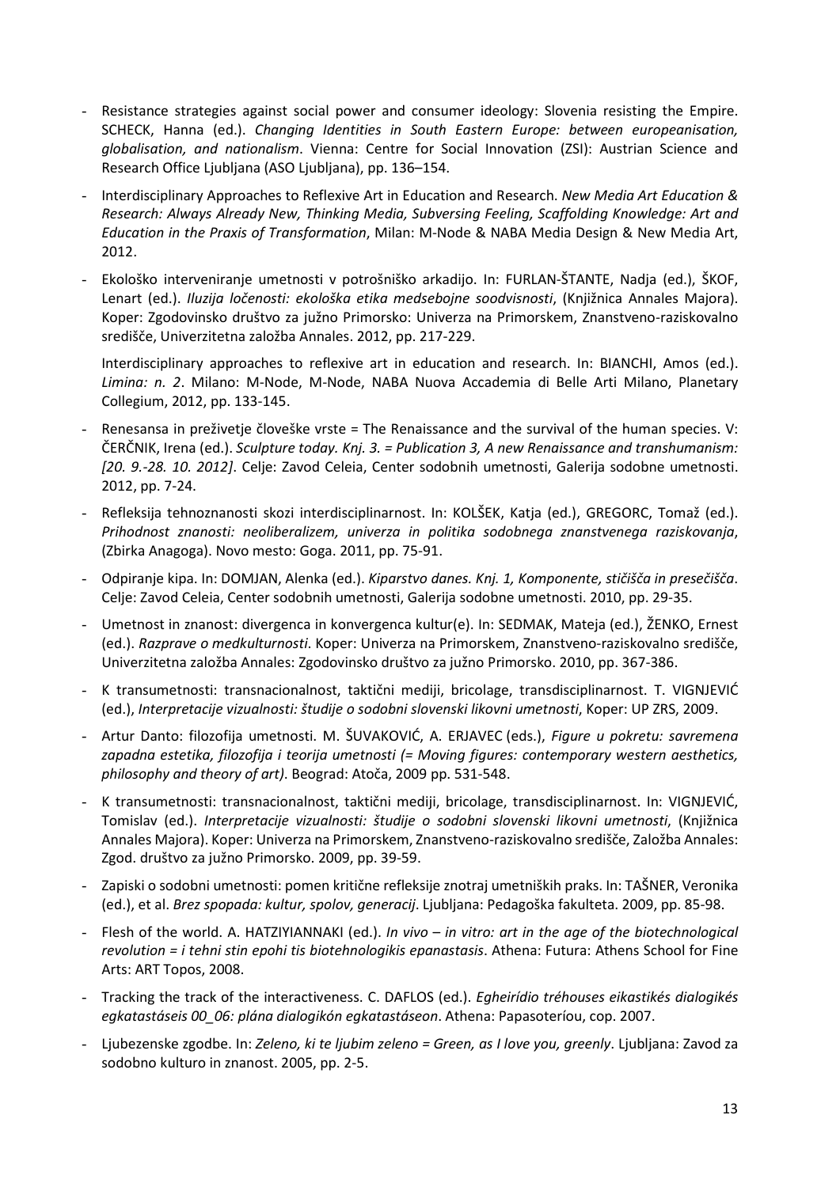- Resistance strategies against social power and consumer ideology: Slovenia resisting the Empire. SCHECK, Hanna (ed.). *Changing Identities in South Eastern Europe: between europeanisation, globalisation, and nationalism*. Vienna: Centre for Social Innovation (ZSI): Austrian Science and Research Office Ljubljana (ASO Ljubljana), pp. 136–154.
- Interdisciplinary Approaches to Reflexive Art in Education and Research. *New Media Art Education & Research: Always Already New, Thinking Media, Subversing Feeling, Scaffolding Knowledge: Art and Education in the Praxis of Transformation*, Milan: M-Node & NABA Media Design & New Media Art, 2012.
- Ekološko interveniranje umetnosti v potrošniško arkadijo. In: FURLAN-ŠTANTE, Nadja (ed.), ŠKOF, Lenart (ed.). *Iluzija ločenosti: ekološka etika medsebojne soodvisnosti*, (Knjižnica Annales Majora). Koper: Zgodovinsko društvo za južno Primorsko: Univerza na Primorskem, Znanstveno-raziskovalno središče, Univerzitetna založba Annales. 2012, pp. 217-229.

  Interdisciplinary approaches to reflexive art in education and research. In: BIANCHI, Amos (ed.). *Limina: n. 2*. Milano: M-Node, M-Node, NABA Nuova Accademia di Belle Arti Milano, Planetary Collegium, 2012, pp. 133-145.
- Renesansa in preživetje človeške vrste = The Renaissance and the survival of the human species. V: ČERČNIK, Irena (ed.). *Sculpture today. Knj. 3. = Publication 3, A new Renaissance and transhumanism: [20. 9.-28. 10. 2012]*. Celje: Zavod Celeia, Center sodobnih umetnosti, Galerija sodobne umetnosti. 2012, pp. 7-24.
- Refleksija tehnoznanosti skozi interdisciplinarnost. In: KOLŠEK, Katja (ed.), GREGORC, Tomaž (ed.). *Prihodnost znanosti: neoliberalizem, univerza in politika sodobnega znanstvenega raziskovanja*, (Zbirka Anagoga). Novo mesto: Goga. 2011, pp. 75-91.
- Odpiranje kipa. In: DOMJAN, Alenka (ed.). *Kiparstvo danes. Knj. 1, Komponente, stičišča in presečišča*. Celje: Zavod Celeia, Center sodobnih umetnosti, Galerija sodobne umetnosti. 2010, pp. 29-35.
- Umetnost in znanost: divergenca in konvergenca kultur(e). In: SEDMAK, Mateja (ed.), ŽENKO, Ernest (ed.). *Razprave o medkulturnosti*. Koper: Univerza na Primorskem, Znanstveno-raziskovalno središče, Univerzitetna založba Annales: Zgodovinsko društvo za južno Primorsko. 2010, pp. 367-386.
- K transumetnosti: transnacionalnost, taktični mediji, bricolage, transdisciplinarnost. T. VIGNJEVIĆ (ed.), *Interpretacije vizualnosti: študije o sodobni slovenski likovni umetnosti*, Koper: UP ZRS, 2009.
- Artur Danto: filozofija umetnosti. M. ŠUVAKOVIĆ, A. ERJAVEC (eds.), *Figure u pokretu: savremena zapadna estetika, filozofija i teorija umetnosti (= Moving figures: contemporary western aesthetics, philosophy and theory of art)*. Beograd: Atoča, 2009 pp. 531-548.
- K transumetnosti: transnacionalnost, taktični mediji, bricolage, transdisciplinarnost. In: VIGNJEVIĆ, Tomislav (ed.). *Interpretacije vizualnosti: študije o sodobni slovenski likovni umetnosti*, (Knjižnica Annales Majora). Koper: Univerza na Primorskem, Znanstveno-raziskovalno središče, Založba Annales: Zgod. društvo za južno Primorsko. 2009, pp. 39-59.
- Zapiski o sodobni umetnosti: pomen kritične refleksije znotraj umetniških praks. In: TAŠNER, Veronika (ed.), et al. *Brez spopada: kultur, spolov, generacij*. Ljubljana: Pedagoška fakulteta. 2009, pp. 85-98.
- Flesh of the world. A. HATZIYIANNAKI (ed.). *In vivo – in vitro: art in the age of the biotechnological revolution = i tehni stin epohi tis biotehnologikis epanastasis*. Athena: Futura: Athens School for Fine Arts: ART Topos, 2008.
- Tracking the track of the interactiveness. C. DAFLOS (ed.). *Egheirídio tréhouses eikastikés dialogikés egkatastáseis 00_06: plána dialogikón egkatastáseon*. Athena: Papasoteríou, cop. 2007.
- Ljubezenske zgodbe. In: *Zeleno, ki te ljubim zeleno = Green, as I love you, greenly*. Ljubljana: Zavod za sodobno kulturo in znanost. 2005, pp. 2-5.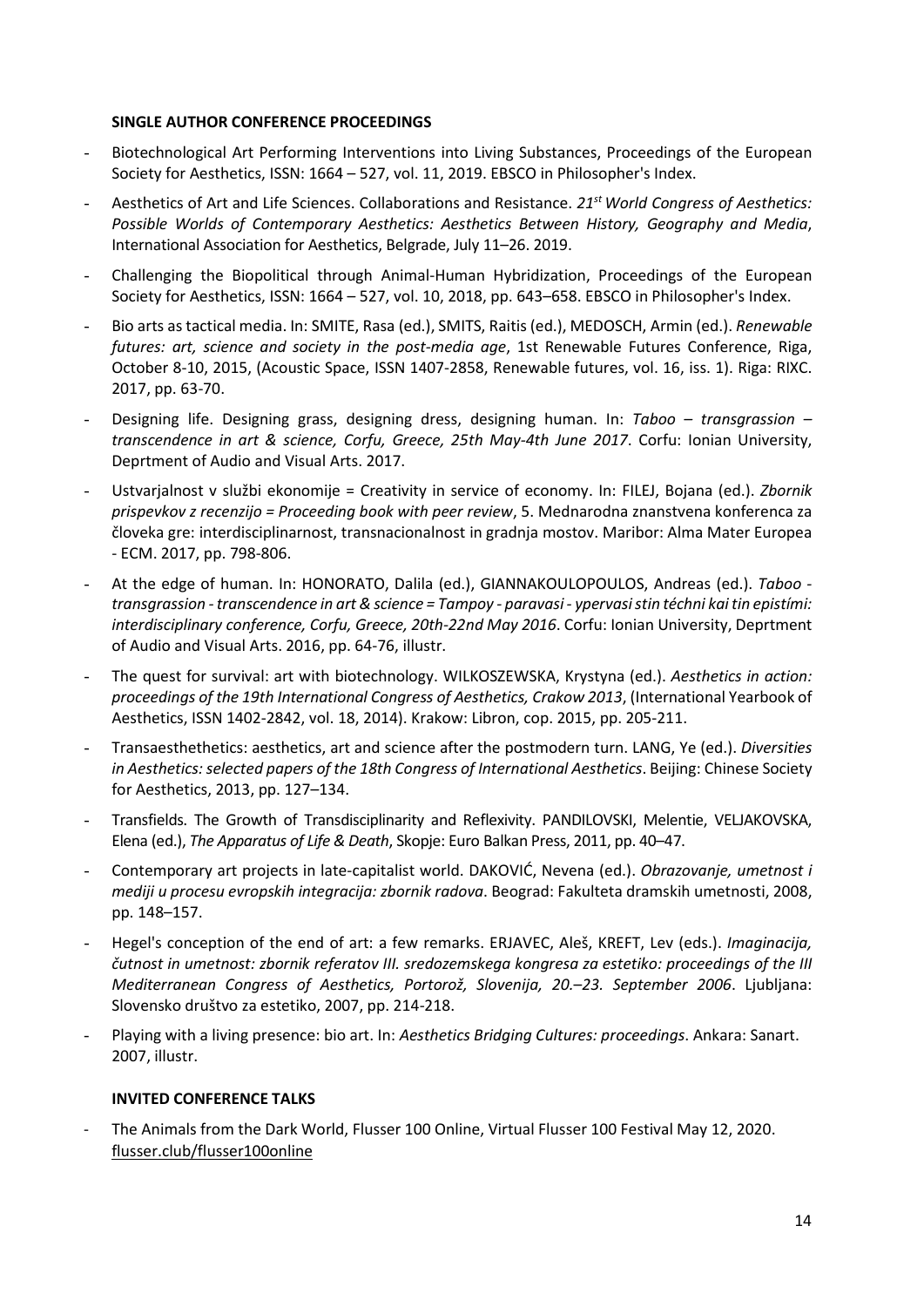**SINGLE AUTHOR CONFERENCE PROCEEDINGS**

- Biotechnological Art Performing Interventions into Living Substances, Proceedings of the European Society for Aesthetics, ISSN: 1664 – 527, vol. 11, 2019. EBSCO in Philosopher's Index.
- Aesthetics of Art and Life Sciences. Collaborations and Resistance. *21st World Congress of Aesthetics: Possible Worlds of Contemporary Aesthetics: Aesthetics Between History, Geography and Media*, International Association for Aesthetics, Belgrade, July 11–26. 2019.
- Challenging the Biopolitical through Animal-Human Hybridization, Proceedings of the European Society for Aesthetics, ISSN: 1664 – 527, vol. 10, 2018, pp. 643–658. EBSCO in Philosopher's Index.
- Bio arts as tactical media. In: SMITE, Rasa (ed.), SMITS, Raitis (ed.), MEDOSCH, Armin (ed.). *Renewable futures: art, science and society in the post-media age*, 1st Renewable Futures Conference, Riga, October 8-10, 2015, (Acoustic Space, ISSN 1407-2858, Renewable futures, vol. 16, iss. 1). Riga: RIXC. 2017, pp. 63-70.
- Designing life. Designing grass, designing dress, designing human. In: *Taboo – transgrassion – transcendence in art & science, Corfu, Greece, 25th May-4th June 2017*. Corfu: Ionian University, Deprtment of Audio and Visual Arts. 2017.
- Ustvarjalnost v službi ekonomije = Creativity in service of economy. In: FILEJ, Bojana (ed.). *Zbornik prispevkov z recenzijo = Proceeding book with peer review*, 5. Mednarodna znanstvena konferenca za človeka gre: interdisciplinarnost, transnacionalnost in gradnja mostov. Maribor: Alma Mater Europea - ECM. 2017, pp. 798-806.
- At the edge of human. In: HONORATO, Dalila (ed.), GIANNAKOULOPOULOS, Andreas (ed.). *Taboo - transgrassion - transcendence in art & science = Tampoy - paravasi - ypervasi stin téchni kai tin epistími: interdisciplinary conference, Corfu, Greece, 20th-22nd May 2016*. Corfu: Ionian University, Deprtment of Audio and Visual Arts. 2016, pp. 64-76, illustr.
- The quest for survival: art with biotechnology. WILKOSZEWSKA, Krystyna (ed.). *Aesthetics in action: proceedings of the 19th International Congress of Aesthetics, Crakow 2013*, (International Yearbook of Aesthetics, ISSN 1402-2842, vol. 18, 2014). Krakow: Libron, cop. 2015, pp. 205-211.
- Transaesthethetics: aesthetics, art and science after the postmodern turn. LANG, Ye (ed.). *Diversities in Aesthetics: selected papers of the 18th Congress of International Aesthetics*. Beijing: Chinese Society for Aesthetics, 2013, pp. 127–134.
- Transfields. The Growth of Transdisciplinarity and Reflexivity. PANDILOVSKI, Melentie, VELJAKOVSKA, Elena (ed.), *The Apparatus of Life & Death*, Skopje: Euro Balkan Press, 2011, pp. 40–47.
- Contemporary art projects in late-capitalist world. DAKOVIĆ, Nevena (ed.). *Obrazovanje, umetnost i mediji u procesu evropskih integracija: zbornik radova*. Beograd: Fakulteta dramskih umetnosti, 2008, pp. 148–157.
- Hegel's conception of the end of art: a few remarks. ERJAVEC, Aleš, KREFT, Lev (eds.). *Imaginacija, čutnost in umetnost: zbornik referatov III. sredozemskega kongresa za estetiko: proceedings of the III Mediterranean Congress of Aesthetics, Portorož, Slovenija, 20.–23. September 2006*. Ljubljana: Slovensko društvo za estetiko, 2007, pp. 214-218.
- Playing with a living presence: bio art. In: *Aesthetics Bridging Cultures: proceedings*. Ankara: Sanart. 2007, illustr.

**INVITED CONFERENCE TALKS**

- The Animals from the Dark World, Flusser 100 Online, Virtual Flusser 100 Festival May 12, 2020. flusser.club/flusser100online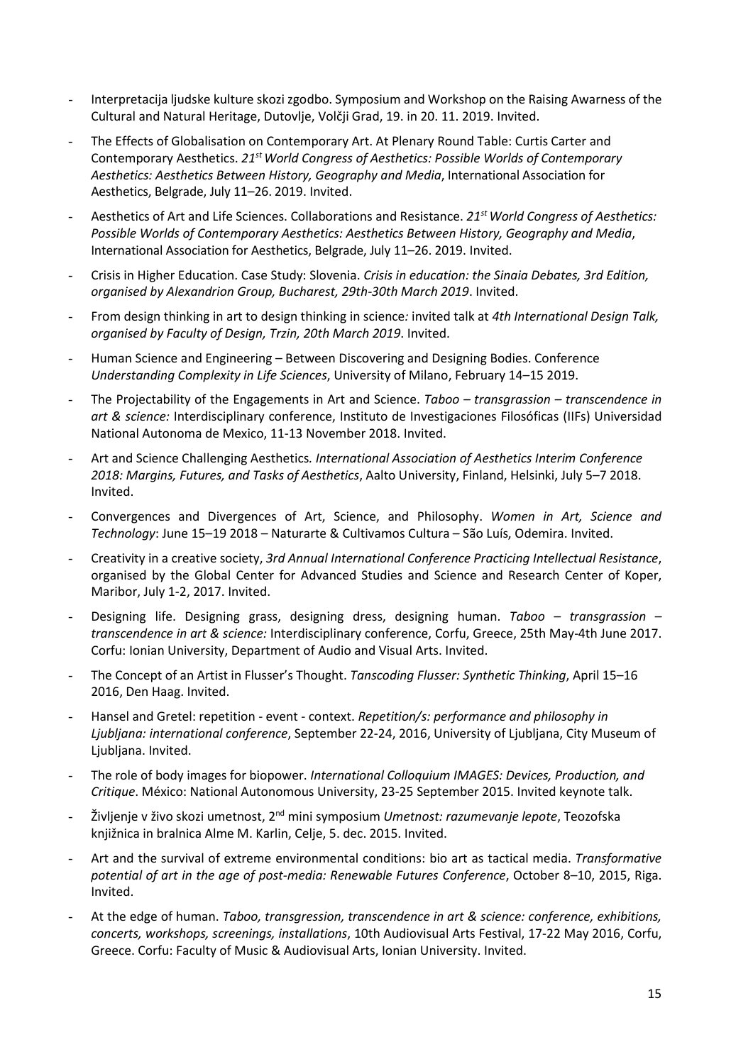- Interpretacija ljudske kulture skozi zgodbo. Symposium and Workshop on the Raising Awarness of the Cultural and Natural Heritage, Dutovlje, Volčji Grad, 19. in 20. 11. 2019. Invited.
- The Effects of Globalisation on Contemporary Art. At Plenary Round Table: Curtis Carter and Contemporary Aesthetics. *21st World Congress of Aesthetics: Possible Worlds of Contemporary Aesthetics: Aesthetics Between History, Geography and Media*, International Association for Aesthetics, Belgrade, July 11–26. 2019. Invited.
- Aesthetics of Art and Life Sciences. Collaborations and Resistance. *21st World Congress of Aesthetics: Possible Worlds of Contemporary Aesthetics: Aesthetics Between History, Geography and Media*, International Association for Aesthetics, Belgrade, July 11–26. 2019. Invited.
- Crisis in Higher Education. Case Study: Slovenia. *Crisis in education: the Sinaia Debates, 3rd Edition, organised by Alexandrion Group, Bucharest, 29th-30th March 2019*. Invited.
- From design thinking in art to design thinking in science*:* invited talk at *4th International Design Talk, organised by Faculty of Design, Trzin, 20th March 2019*. Invited.
- Human Science and Engineering – Between Discovering and Designing Bodies. Conference *Understanding Complexity in Life Sciences*, University of Milano, February 14–15 2019.
- The Projectability of the Engagements in Art and Science. *Taboo – transgrassion – transcendence in art & science:* Interdisciplinary conference, Instituto de Investigaciones Filosóficas (IIFs) Universidad National Autonoma de Mexico, 11-13 November 2018. Invited.
- Art and Science Challenging Aesthetics*. International Association of Aesthetics Interim Conference 2018: Margins, Futures, and Tasks of Aesthetics*, Aalto University, Finland, Helsinki, July 5–7 2018. Invited.
- Convergences and Divergences of Art, Science, and Philosophy. *Women in Art, Science and Technology*: June 15–19 2018 – Naturarte & Cultivamos Cultura – São Luís, Odemira. Invited.
- Creativity in a creative society, *3rd Annual International Conference Practicing Intellectual Resistance*, organised by the Global Center for Advanced Studies and Science and Research Center of Koper, Maribor, July 1-2, 2017. Invited.
- Designing life. Designing grass, designing dress, designing human. *Taboo – transgrassion – transcendence in art & science:* Interdisciplinary conference, Corfu, Greece, 25th May-4th June 2017. Corfu: Ionian University, Department of Audio and Visual Arts. Invited.
- The Concept of an Artist in Flusser's Thought. *Tanscoding Flusser: Synthetic Thinking*, April 15–16 2016, Den Haag. Invited.
- Hansel and Gretel: repetition - event - context. *Repetition/s: performance and philosophy in Ljubljana: international conference*, September 22-24, 2016, University of Ljubljana, City Museum of Ljubljana. Invited.
- The role of body images for biopower. *International Colloquium IMAGES: Devices, Production, and Critique*. México: National Autonomous University, 23-25 September 2015. Invited keynote talk.
- Življenje v živo skozi umetnost, 2nd mini symposium *Umetnost: razumevanje lepote*, Teozofska knjižnica in bralnica Alme M. Karlin, Celje, 5. dec. 2015. Invited.
- Art and the survival of extreme environmental conditions: bio art as tactical media. *Transformative potential of art in the age of post-media: Renewable Futures Conference*, October 8–10, 2015, Riga. Invited.
- At the edge of human. *Taboo, transgression, transcendence in art & science: conference, exhibitions, concerts, workshops, screenings, installations*, 10th Audiovisual Arts Festival, 17-22 May 2016, Corfu, Greece. Corfu: Faculty of Music & Audiovisual Arts, Ionian University. Invited.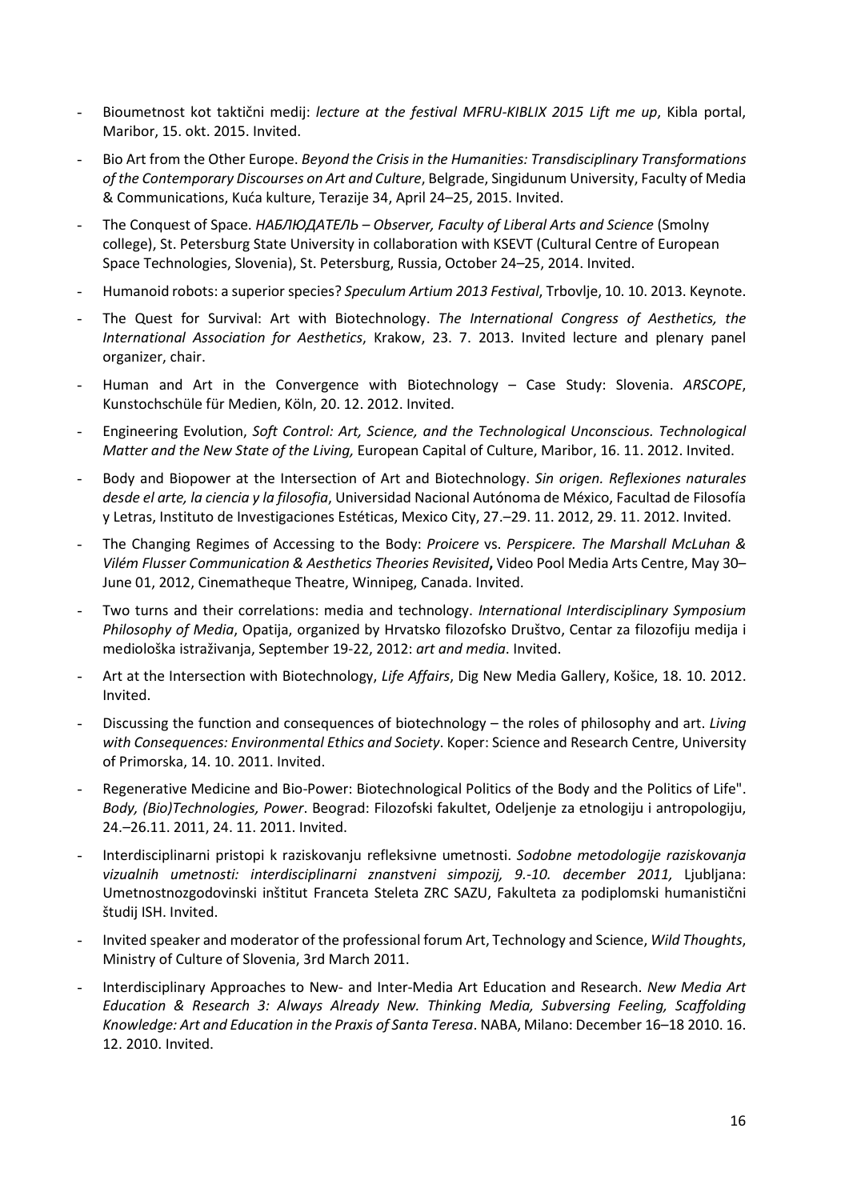- Bioumetnost kot taktični medij: *lecture at the festival MFRU-KIBLIX 2015 Lift me up*, Kibla portal, Maribor, 15. okt. 2015. Invited.
- Bio Art from the Other Europe. *Beyond the Crisis in the Humanities: Transdisciplinary Transformations of the Contemporary Discourses on Art and Culture*, Belgrade, Singidunum University, Faculty of Media & Communications, Kuća kulture, Terazije 34, April 24–25, 2015. Invited.
- The Conquest of Space. *НАБЛЮДАТЕЛЬ – Observer, Faculty of Liberal Arts and Science* (Smolny college), St. Petersburg State University in collaboration with KSEVT (Cultural Centre of European Space Technologies, Slovenia), St. Petersburg, Russia, October 24–25, 2014. Invited.
- Humanoid robots: a superior species? *Speculum Artium 2013 Festival*, Trbovlje, 10. 10. 2013. Keynote.
- The Quest for Survival: Art with Biotechnology. *The International Congress of Aesthetics, the International Association for Aesthetics*, Krakow, 23. 7. 2013. Invited lecture and plenary panel organizer, chair.
- Human and Art in the Convergence with Biotechnology – Case Study: Slovenia. *ARSCOPE*, Kunstochschüle für Medien, Köln, 20. 12. 2012. Invited.
- Engineering Evolution, *Soft Control: Art, Science, and the Technological Unconscious. Technological Matter and the New State of the Living,* European Capital of Culture, Maribor, 16. 11. 2012. Invited.
- Body and Biopower at the Intersection of Art and Biotechnology. *Sin origen. Reflexiones naturales desde el arte, la ciencia y la filosofia*, Universidad Nacional Autónoma de México, Facultad de Filosofía y Letras, Instituto de Investigaciones Estéticas, Mexico City, 27.–29. 11. 2012, 29. 11. 2012. Invited.
- The Changing Regimes of Accessing to the Body: *Proicere* vs. *Perspicere. The Marshall McLuhan & Vilém Flusser Communication & Aesthetics Theories Revisited***,** Video Pool Media Arts Centre, May 30–June 01, 2012, Cinematheque Theatre, Winnipeg, Canada. Invited.
- Two turns and their correlations: media and technology. *International Interdisciplinary Symposium Philosophy of Media*, Opatija, organized by Hrvatsko filozofsko Društvo, Centar za filozofiju medija i mediološka istraživanja, September 19-22, 2012: *art and media*. Invited.
- Art at the Intersection with Biotechnology, *Life Affairs*, Dig New Media Gallery, Košice, 18. 10. 2012. Invited.
- Discussing the function and consequences of biotechnology – the roles of philosophy and art. *Living with Consequences: Environmental Ethics and Society*. Koper: Science and Research Centre, University of Primorska, 14. 10. 2011. Invited.
- Regenerative Medicine and Bio-Power: Biotechnological Politics of the Body and the Politics of Life". *Body, (Bio)Technologies, Power*. Beograd: Filozofski fakultet, Odeljenje za etnologiju i antropologiju, 24.–26.11. 2011, 24. 11. 2011. Invited.
- Interdisciplinarni pristopi k raziskovanju refleksivne umetnosti. *Sodobne metodologije raziskovanja vizualnih umetnosti: interdisciplinarni znanstveni simpozij, 9.-10. december 2011,* Ljubljana: Umetnostnozgodovinski inštitut Franceta Steleta ZRC SAZU, Fakulteta za podiplomski humanistični študij ISH. Invited.
- Invited speaker and moderator of the professional forum Art, Technology and Science, *Wild Thoughts*, Ministry of Culture of Slovenia, 3rd March 2011.
- Interdisciplinary Approaches to New- and Inter-Media Art Education and Research. *New Media Art Education & Research 3: Always Already New. Thinking Media, Subversing Feeling, Scaffolding Knowledge: Art and Education in the Praxis of Santa Teresa*. NABA, Milano: December 16–18 2010. 16. 12. 2010. Invited.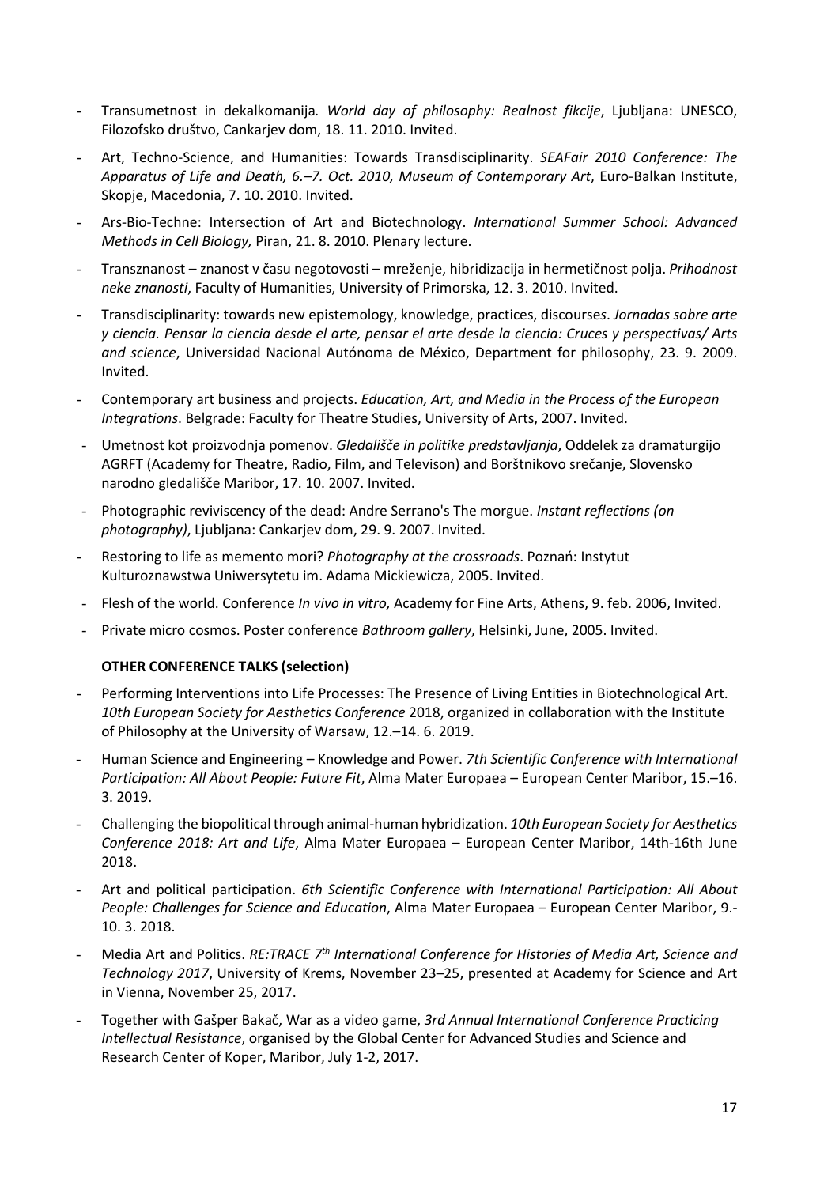- Transumetnost in dekalkomanija. *World day of philosophy: Realnost fikcije*, Ljubljana: UNESCO, Filozofsko društvo, Cankarjev dom, 18. 11. 2010. Invited.
- Art, Techno-Science, and Humanities: Towards Transdisciplinarity. *SEAFair 2010 Conference: The Apparatus of Life and Death, 6.–7. Oct. 2010, Museum of Contemporary Art*, Euro-Balkan Institute, Skopje, Macedonia, 7. 10. 2010. Invited.
- Ars-Bio-Techne: Intersection of Art and Biotechnology. *International Summer School: Advanced Methods in Cell Biology,* Piran, 21. 8. 2010. Plenary lecture.
- Transznanost – znanost v času negotovosti – mreženje, hibridizacija in hermetičnost polja. *Prihodnost neke znanosti*, Faculty of Humanities, University of Primorska, 12. 3. 2010. Invited.
- Transdisciplinarity: towards new epistemology, knowledge, practices, discourses. *Jornadas sobre arte y ciencia. Pensar la ciencia desde el arte, pensar el arte desde la ciencia: Cruces y perspectivas/ Arts and science*, Universidad Nacional Autónoma de México, Department for philosophy, 23. 9. 2009. Invited.
- Contemporary art business and projects. *Education, Art, and Media in the Process of the European Integrations*. Belgrade: Faculty for Theatre Studies, University of Arts, 2007. Invited.
- Umetnost kot proizvodnja pomenov. *Gledališče in politike predstavljanja*, Oddelek za dramaturgijo AGRFT (Academy for Theatre, Radio, Film, and Televison) and Borštnikovo srečanje, Slovensko narodno gledališče Maribor, 17. 10. 2007. Invited.
- Photographic reviviscency of the dead: Andre Serrano's The morgue. *Instant reflections (on photography)*, Ljubljana: Cankarjev dom, 29. 9. 2007. Invited.
- Restoring to life as memento mori? *Photography at the crossroads*. Poznań: Instytut Kulturoznawstwa Uniwersytetu im. Adama Mickiewicza, 2005. Invited.
- Flesh of the world. Conference *In vivo in vitro,* Academy for Fine Arts, Athens, 9. feb. 2006, Invited.
- Private micro cosmos. Poster conference *Bathroom gallery*, Helsinki, June, 2005. Invited.

**OTHER CONFERENCE TALKS (selection)**

- Performing Interventions into Life Processes: The Presence of Living Entities in Biotechnological Art. *10th European Society for Aesthetics Conference* 2018, organized in collaboration with the Institute of Philosophy at the University of Warsaw, 12.–14. 6. 2019.
- Human Science and Engineering – Knowledge and Power. *7th Scientific Conference with International Participation: All About People: Future Fit*, Alma Mater Europaea – European Center Maribor, 15.–16. 3. 2019.
- Challenging the biopolitical through animal-human hybridization. *10th European Society for Aesthetics Conference 2018: Art and Life*, Alma Mater Europaea – European Center Maribor, 14th-16th June 2018.
- Art and political participation. *6th Scientific Conference with International Participation: All About People: Challenges for Science and Education*, Alma Mater Europaea – European Center Maribor, 9.-10. 3. 2018.
- Media Art and Politics. *RE:TRACE 7th International Conference for Histories of Media Art, Science and Technology 2017*, University of Krems, November 23–25, presented at Academy for Science and Art in Vienna, November 25, 2017.
- Together with Gašper Bakač, War as a video game, *3rd Annual International Conference Practicing Intellectual Resistance*, organised by the Global Center for Advanced Studies and Science and Research Center of Koper, Maribor, July 1-2, 2017.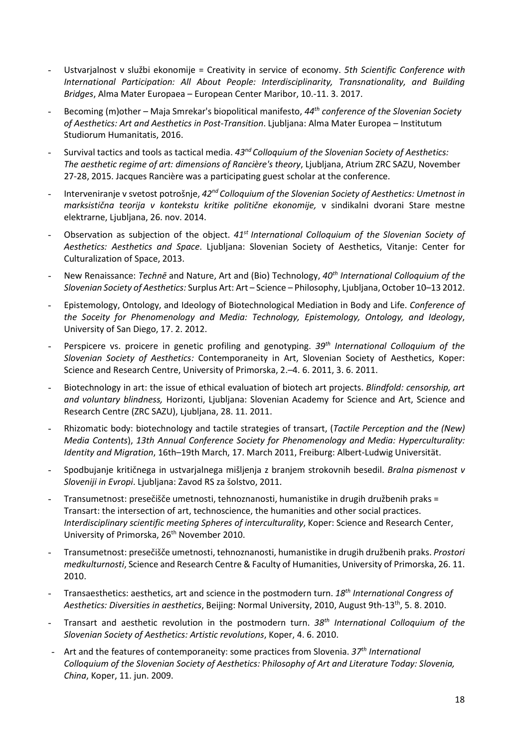- Ustvarjalnost v službi ekonomije = Creativity in service of economy. *5th Scientific Conference with International Participation: All About People: Interdisciplinarity, Transnationality, and Building Bridges*, Alma Mater Europaea – European Center Maribor, 10.-11. 3. 2017.
- Becoming (m)other – Maja Smrekar's biopolitical manifesto, *44th conference of the Slovenian Society of Aesthetics: Art and Aesthetics in Post-Transition*. Ljubljana: Alma Mater Europea – Institutum Studiorum Humanitatis, 2016.
- Survival tactics and tools as tactical media. *43nd Colloquium of the Slovenian Society of Aesthetics: The aesthetic regime of art: dimensions of Rancière's theory*, Ljubljana, Atrium ZRC SAZU, November 27-28, 2015. Jacques Rancière was a participating guest scholar at the conference.
- Interveniranje v svetost potrošnje, *42nd Colloquium of the Slovenian Society of Aesthetics: Umetnost in marksistična teorija v kontekstu kritike politične ekonomije,* v sindikalni dvorani Stare mestne elektrarne, Ljubljana, 26. nov. 2014.
- Observation as subjection of the object. *41st International Colloquium of the Slovenian Society of Aesthetics: Aesthetics and Space*. Ljubljana: Slovenian Society of Aesthetics, Vitanje: Center for Culturalization of Space, 2013.
- New Renaissance: *Technē* and Nature, Art and (Bio) Technology, *40th International Colloquium of the Slovenian Society of Aesthetics:* Surplus Art: Art – Science – Philosophy, Ljubljana, October 10–13 2012.
- Epistemology, Ontology, and Ideology of Biotechnological Mediation in Body and Life. *Conference of the Soceity for Phenomenology and Media: Technology, Epistemology, Ontology, and Ideology*, University of San Diego, 17. 2. 2012.
- Perspicere vs. proicere in genetic profiling and genotyping. *39th International Colloquium of the Slovenian Society of Aesthetics:* Contemporaneity in Art, Slovenian Society of Aesthetics, Koper: Science and Research Centre, University of Primorska, 2.–4. 6. 2011, 3. 6. 2011.
- Biotechnology in art: the issue of ethical evaluation of biotech art projects. *Blindfold: censorship, art and voluntary blindness,* Horizonti, Ljubljana: Slovenian Academy for Science and Art, Science and Research Centre (ZRC SAZU), Ljubljana, 28. 11. 2011.
- Rhizomatic body: biotechnology and tactile strategies of transart, (*Tactile Perception and the (New) Media Contents*), *13th Annual Conference Society for Phenomenology and Media: Hyperculturality: Identity and Migration*, 16th–19th March, 17. March 2011, Freiburg: Albert-Ludwig Universität.
- Spodbujanje kritičnega in ustvarjalnega mišljenja z branjem strokovnih besedil. *Bralna pismenost v Sloveniji in Evropi*. Ljubljana: Zavod RS za šolstvo, 2011.
- Transumetnost: presečišče umetnosti, tehnoznanosti, humanistike in drugih družbenih praks = Transart: the intersection of art, technoscience, the humanities and other social practices. *Interdisciplinary scientific meeting Spheres of interculturality*, Koper: Science and Research Center, University of Primorska, 26th November 2010.
- Transumetnost: presečišče umetnosti, tehnoznanosti, humanistike in drugih družbenih praks. *Prostori medkulturnosti*, Science and Research Centre & Faculty of Humanities, University of Primorska, 26. 11. 2010.
- Transaesthetics: aesthetics, art and science in the postmodern turn. *18th International Congress of Aesthetics: Diversities in aesthetics*, Beijing: Normal University, 2010, August 9th-13th, 5. 8. 2010.
- Transart and aesthetic revolution in the postmodern turn. *38th International Colloquium of the Slovenian Society of Aesthetics: Artistic revolutions*, Koper, 4. 6. 2010.
- Art and the features of contemporaneity: some practices from Slovenia. *37th International Colloquium of the Slovenian Society of Aesthetics:* P*hilosophy of Art and Literature Today: Slovenia, China*, Koper, 11. jun. 2009.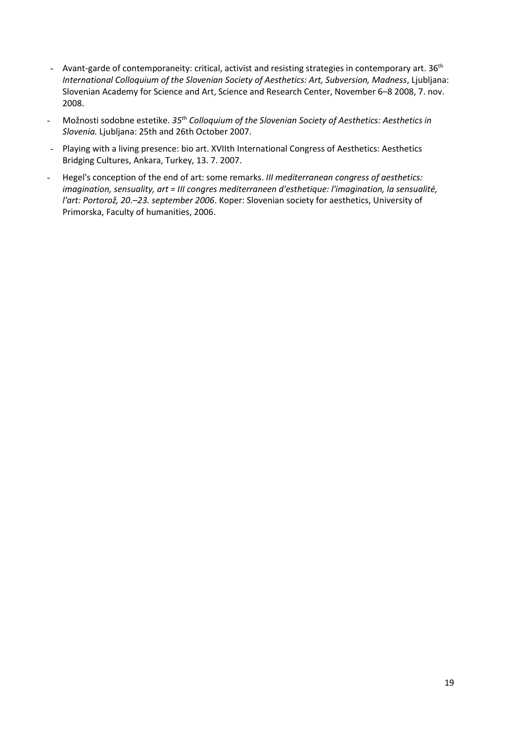- Avant-garde of contemporaneity: critical, activist and resisting strategies in contemporary art. 36th *International Colloquium of the Slovenian Society of Aesthetics: Art, Subversion, Madness*, Ljubljana: Slovenian Academy for Science and Art, Science and Research Center, November 6–8 2008, 7. nov. 2008.
- Možnosti sodobne estetike. *35th Colloquium of the Slovenian Society of Aesthetics: Aesthetics in Slovenia.* Ljubljana: 25th and 26th October 2007.
- Playing with a living presence: bio art. XVIIth International Congress of Aesthetics: Aesthetics Bridging Cultures, Ankara, Turkey, 13. 7. 2007.
- Hegel's conception of the end of art: some remarks. *III mediterranean congress of aesthetics: imagination, sensuality, art = III congres mediterraneen d'esthetique: l'imagination, la sensualité, l'art: Portorož, 20.–23. september 2006*. Koper: Slovenian society for aesthetics, University of Primorska, Faculty of humanities, 2006.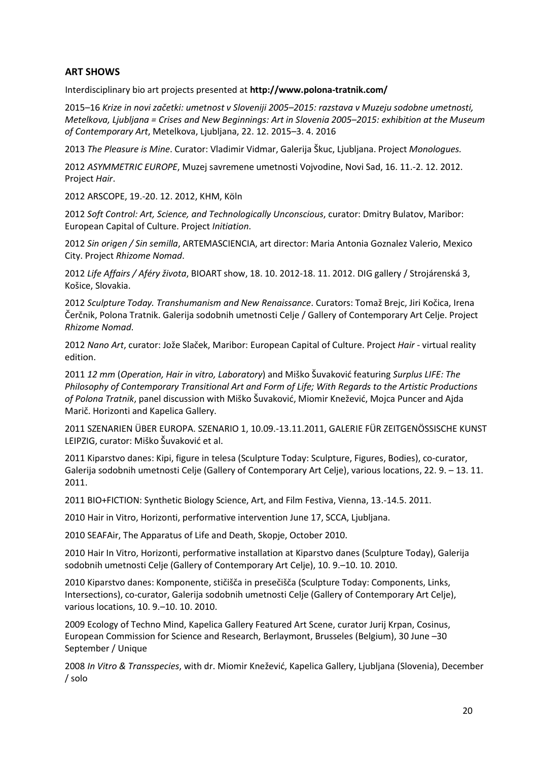## ART SHOWS

Interdisciplinary bio art projects presented at **http://www.polona-tratnik.com/**

2015–16 *Krize in novi začetki: umetnost v Sloveniji 2005–2015: razstava v Muzeju sodobne umetnosti, Metelkova, Ljubljana = Crises and New Beginnings: Art in Slovenia 2005–2015: exhibition at the Museum of Contemporary Art*, Metelkova, Ljubljana, 22. 12. 2015–3. 4. 2016

2013 *The Pleasure is Mine*. Curator: Vladimir Vidmar, Galerija Škuc, Ljubljana. Project *Monologues.*

2012 *ASYMMETRIC EUROPE*, Muzej savremene umetnosti Vojvodine, Novi Sad, 16. 11.-2. 12. 2012. Project *Hair*.

2012 ARSCOPE, 19.-20. 12. 2012, KHM, Köln

2012 *Soft Control: Art, Science, and Technologically Unconscious*, curator: Dmitry Bulatov, Maribor: European Capital of Culture. Project *Initiation*.

2012 *Sin origen / Sin semilla*, ARTEMASCIENCIA, art director: Maria Antonia Goznalez Valerio, Mexico City. Project *Rhizome Nomad*.

2012 *Life Affairs / Aféry života*, BIOART show, 18. 10. 2012-18. 11. 2012. DIG gallery / Strojárenská 3, Košice, Slovakia.

2012 *Sculpture Today. Transhumanism and New Renaissance*. Curators: Tomaž Brejc, Jiri Kočica, Irena Čerčnik, Polona Tratnik. Galerija sodobnih umetnosti Celje / Gallery of Contemporary Art Celje. Project *Rhizome Nomad*.

2012 *Nano Art*, curator: Jože Slaček, Maribor: European Capital of Culture. Project *Hair* - virtual reality edition.

2011 *12 mm* (*Operation, Hair in vitro, Laboratory*) and Miško Šuvaković featuring *Surplus LIFE: The Philosophy of Contemporary Transitional Art and Form of Life; With Regards to the Artistic Productions of Polona Tratnik*, panel discussion with Miško Šuvaković, Miomir Knežević, Mojca Puncer and Ajda Marič. Horizonti and Kapelica Gallery.

2011 SZENARIEN ÜBER EUROPA. SZENARIO 1, 10.09.-13.11.2011, GALERIE FÜR ZEITGENÖSSISCHE KUNST LEIPZIG, curator: Miško Šuvaković et al.

2011 Kiparstvo danes: Kipi, figure in telesa (Sculpture Today: Sculpture, Figures, Bodies), co-curator, Galerija sodobnih umetnosti Celje (Gallery of Contemporary Art Celje), various locations, 22. 9. – 13. 11. 2011.

2011 BIO+FICTION: Synthetic Biology Science, Art, and Film Festiva, Vienna, 13.-14.5. 2011.

2010 Hair in Vitro, Horizonti, performative intervention June 17, SCCA, Ljubljana.

2010 SEAFAir, The Apparatus of Life and Death, Skopje, October 2010.

2010 Hair In Vitro, Horizonti, performative installation at Kiparstvo danes (Sculpture Today), Galerija sodobnih umetnosti Celje (Gallery of Contemporary Art Celje), 10. 9.–10. 10. 2010.

2010 Kiparstvo danes: Komponente, stičišča in presečišča (Sculpture Today: Components, Links, Intersections), co-curator, Galerija sodobnih umetnosti Celje (Gallery of Contemporary Art Celje), various locations, 10. 9.–10. 10. 2010.

2009 Ecology of Techno Mind, Kapelica Gallery Featured Art Scene, curator Jurij Krpan, Cosinus, European Commission for Science and Research, Berlaymont, Brusseles (Belgium), 30 June –30 September / Unique

2008 *In Vitro & Transspecies*, with dr. Miomir Knežević, Kapelica Gallery, Ljubljana (Slovenia), December / solo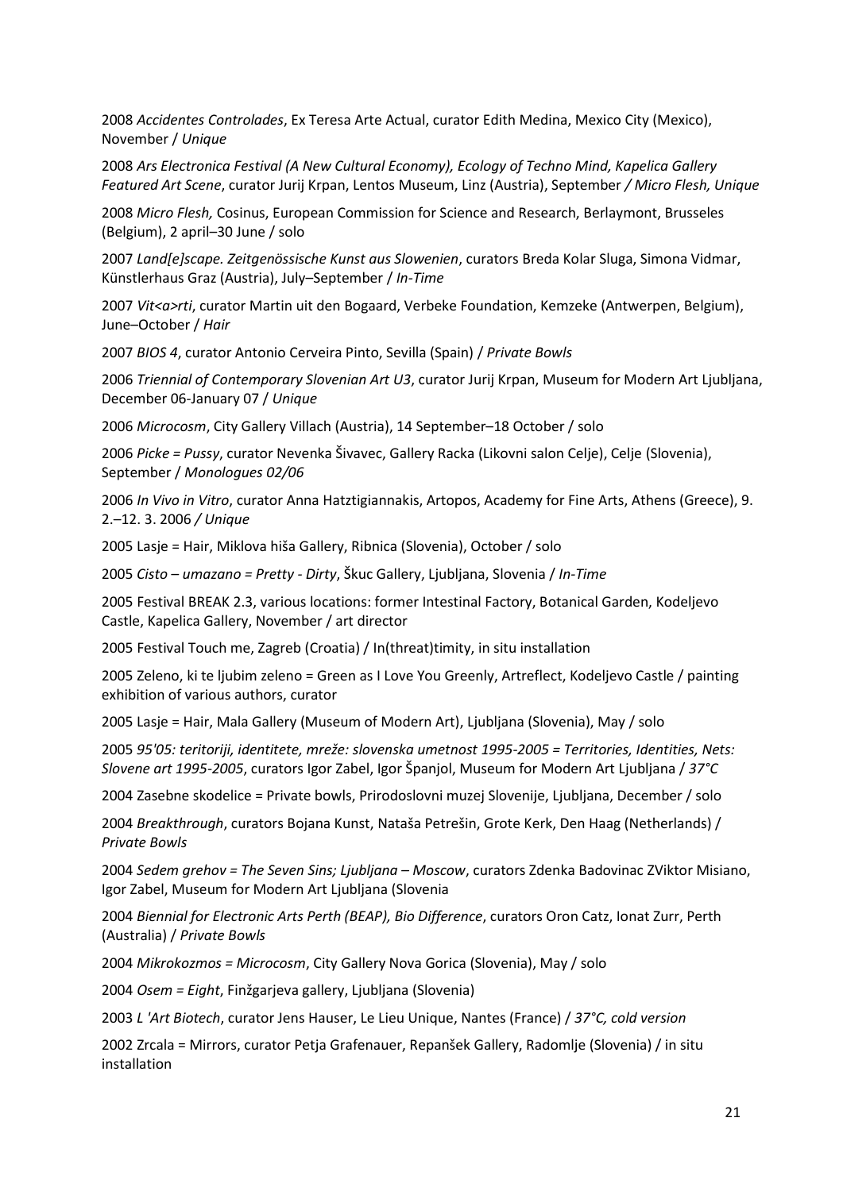2008 *Accidentes Controlades*, Ex Teresa Arte Actual, curator Edith Medina, Mexico City (Mexico), November / *Unique*

2008 *Ars Electronica Festival (A New Cultural Economy), Ecology of Techno Mind, Kapelica Gallery Featured Art Scene*, curator Jurij Krpan, Lentos Museum, Linz (Austria), September */ Micro Flesh, Unique*

2008 *Micro Flesh,* Cosinus, European Commission for Science and Research, Berlaymont, Brusseles (Belgium), 2 april–30 June / solo

2007 *Land[e]scape. Zeitgenössische Kunst aus Slowenien*, curators Breda Kolar Sluga, Simona Vidmar, Künstlerhaus Graz (Austria), July–September / *In-Time*

2007 *Vit<a>rti*, curator Martin uit den Bogaard, Verbeke Foundation, Kemzeke (Antwerpen, Belgium), June–October / *Hair*

2007 *BIOS 4*, curator Antonio Cerveira Pinto, Sevilla (Spain) / *Private Bowls*

2006 *Triennial of Contemporary Slovenian Art U3*, curator Jurij Krpan, Museum for Modern Art Ljubljana, December 06-January 07 / *Unique*

2006 *Microcosm*, City Gallery Villach (Austria), 14 September–18 October / solo

2006 *Picke = Pussy*, curator Nevenka Šivavec, Gallery Racka (Likovni salon Celje), Celje (Slovenia), September / *Monologues 02/06*

2006 *In Vivo in Vitro*, curator Anna Hatztigiannakis, Artopos, Academy for Fine Arts, Athens (Greece), 9. 2.–12. 3. 2006 */ Unique*

2005 Lasje = Hair, Miklova hiša Gallery, Ribnica (Slovenia), October / solo

2005 *Cisto – umazano = Pretty - Dirty*, Škuc Gallery, Ljubljana, Slovenia / *In-Time*

2005 Festival BREAK 2.3, various locations: former Intestinal Factory, Botanical Garden, Kodeljevo Castle, Kapelica Gallery, November / art director

2005 Festival Touch me, Zagreb (Croatia) / In(threat)timity, in situ installation

2005 Zeleno, ki te ljubim zeleno = Green as I Love You Greenly, Artreflect, Kodeljevo Castle / painting exhibition of various authors, curator

2005 Lasje = Hair, Mala Gallery (Museum of Modern Art), Ljubljana (Slovenia), May / solo

2005 *95'05: teritoriji, identitete, mreže: slovenska umetnost 1995-2005 = Territories, Identities, Nets: Slovene art 1995-2005*, curators Igor Zabel, Igor Španjol, Museum for Modern Art Ljubljana / *37°C*

2004 Zasebne skodelice = Private bowls, Prirodoslovni muzej Slovenije, Ljubljana, December / solo

2004 *Breakthrough*, curators Bojana Kunst, Nataša Petrešin, Grote Kerk, Den Haag (Netherlands) / *Private Bowls*

2004 *Sedem grehov = The Seven Sins; Ljubljana – Moscow*, curators Zdenka Badovinac ZViktor Misiano, Igor Zabel, Museum for Modern Art Ljubljana (Slovenia

2004 *Biennial for Electronic Arts Perth (BEAP), Bio Difference*, curators Oron Catz, Ionat Zurr, Perth (Australia) / *Private Bowls*

2004 *Mikrokozmos = Microcosm*, City Gallery Nova Gorica (Slovenia), May / solo

2004 *Osem = Eight*, Finžgarjeva gallery, Ljubljana (Slovenia)

2003 *L 'Art Biotech*, curator Jens Hauser, Le Lieu Unique, Nantes (France) / *37°C, cold version*

2002 Zrcala = Mirrors, curator Petja Grafenauer, Repanšek Gallery, Radomlje (Slovenia) / in situ installation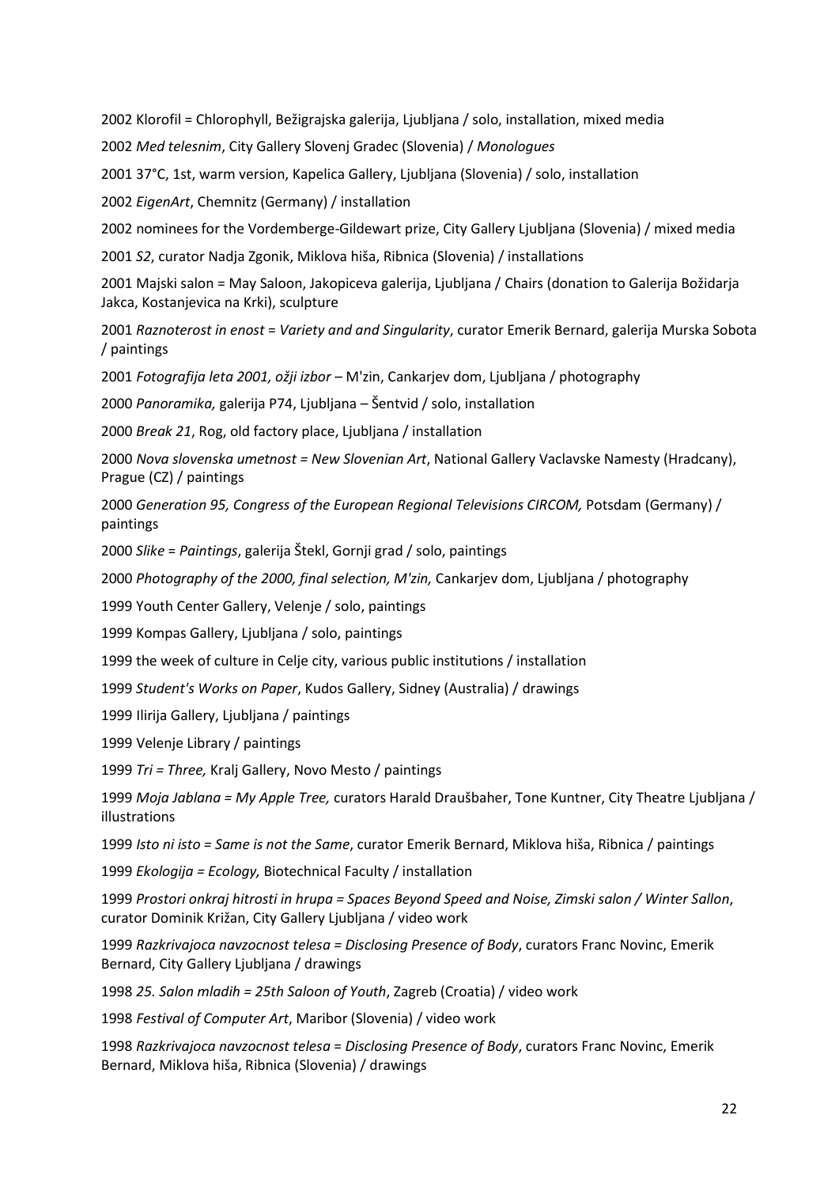2002 Klorofil = Chlorophyll, Bežigrajska galerija, Ljubljana / solo, installation, mixed media

2002 *Med telesnim*, City Gallery Slovenj Gradec (Slovenia) / *Monologues*

2001 37°C, 1st, warm version, Kapelica Gallery, Ljubljana (Slovenia) / solo, installation

2002 *EigenArt*, Chemnitz (Germany) / installation

2002 nominees for the Vordemberge-Gildewart prize, City Gallery Ljubljana (Slovenia) / mixed media

2001 *S2*, curator Nadja Zgonik, Miklova hiša, Ribnica (Slovenia) / installations

2001 Majski salon = May Saloon, Jakopiceva galerija, Ljubljana / Chairs (donation to Galerija Božidarja Jakca, Kostanjevica na Krki), sculpture

2001 *Raznoterost in enost* = *Variety and and Singularity*, curator Emerik Bernard, galerija Murska Sobota / paintings

2001 *Fotografija leta 2001, ožji izbor* – M'zin, Cankarjev dom, Ljubljana / photography

2000 *Panoramika,* galerija P74, Ljubljana – Šentvid / solo, installation

2000 *Break 21*, Rog, old factory place, Ljubljana / installation

2000 *Nova slovenska umetnost = New Slovenian Art*, National Gallery Vaclavske Namesty (Hradcany), Prague (CZ) / paintings

2000 *Generation 95, Congress of the European Regional Televisions CIRCOM,* Potsdam (Germany) / paintings

2000 *Slike* = *Paintings*, galerija Štekl, Gornji grad / solo, paintings

2000 *Photography of the 2000, final selection, M'zin,* Cankarjev dom, Ljubljana / photography

1999 Youth Center Gallery, Velenje / solo, paintings

1999 Kompas Gallery, Ljubljana / solo, paintings

1999 the week of culture in Celje city, various public institutions / installation

1999 *Student's Works on Paper*, Kudos Gallery, Sidney (Australia) / drawings

1999 Ilirija Gallery, Ljubljana / paintings

1999 Velenje Library / paintings

1999 *Tri = Three,* Kralj Gallery, Novo Mesto / paintings

1999 *Moja Jablana = My Apple Tree,* curators Harald Draušbaher, Tone Kuntner, City Theatre Ljubljana / illustrations

1999 *Isto ni isto = Same is not the Same*, curator Emerik Bernard, Miklova hiša, Ribnica / paintings

1999 *Ekologija = Ecology,* Biotechnical Faculty / installation

1999 *Prostori onkraj hitrosti in hrupa = Spaces Beyond Speed and Noise, Zimski salon / Winter Sallon*, curator Dominik Križan, City Gallery Ljubljana / video work

1999 *Razkrivajoca navzocnost telesa = Disclosing Presence of Body*, curators Franc Novinc, Emerik Bernard, City Gallery Ljubljana / drawings

1998 *25. Salon mladih = 25th Saloon of Youth*, Zagreb (Croatia) / video work

1998 *Festival of Computer Art*, Maribor (Slovenia) / video work

1998 *Razkrivajoca navzocnost telesa* = *Disclosing Presence of Body*, curators Franc Novinc, Emerik Bernard, Miklova hiša, Ribnica (Slovenia) / drawings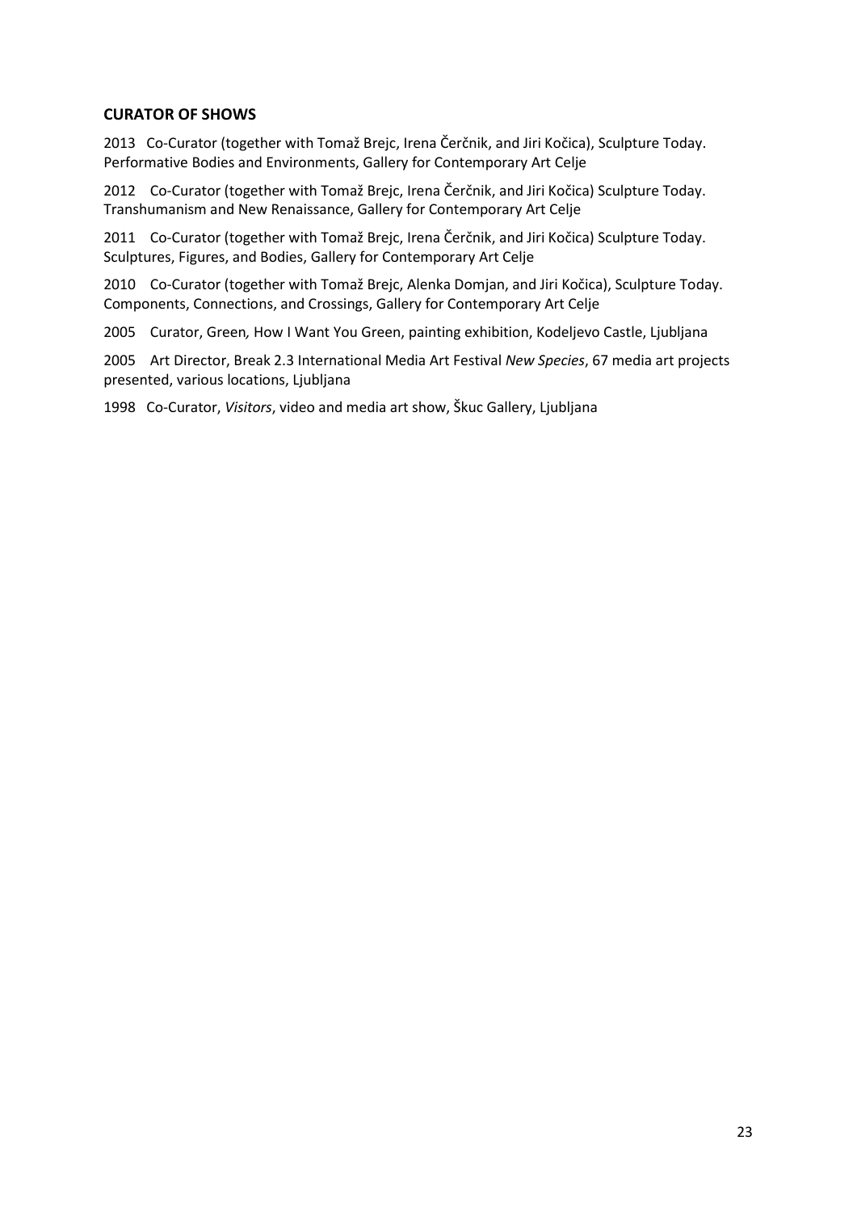### CURATOR OF SHOWS

2013 Co-Curator (together with Tomaž Brejc, Irena Čerčnik, and Jiri Kočica), Sculpture Today. Performative Bodies and Environments, Gallery for Contemporary Art Celje

2012 Co-Curator (together with Tomaž Brejc, Irena Čerčnik, and Jiri Kočica) Sculpture Today. Transhumanism and New Renaissance, Gallery for Contemporary Art Celje

2011 Co-Curator (together with Tomaž Brejc, Irena Čerčnik, and Jiri Kočica) Sculpture Today. Sculptures, Figures, and Bodies, Gallery for Contemporary Art Celje

2010 Co-Curator (together with Tomaž Brejc, Alenka Domjan, and Jiri Kočica), Sculpture Today. Components, Connections, and Crossings, Gallery for Contemporary Art Celje

2005 Curator, Green*,* How I Want You Green, painting exhibition, Kodeljevo Castle, Ljubljana

2005 Art Director, Break 2.3 International Media Art Festival *New Species*, 67 media art projects presented, various locations, Ljubljana

1998 Co-Curator, *Visitors*, video and media art show, Škuc Gallery, Ljubljana